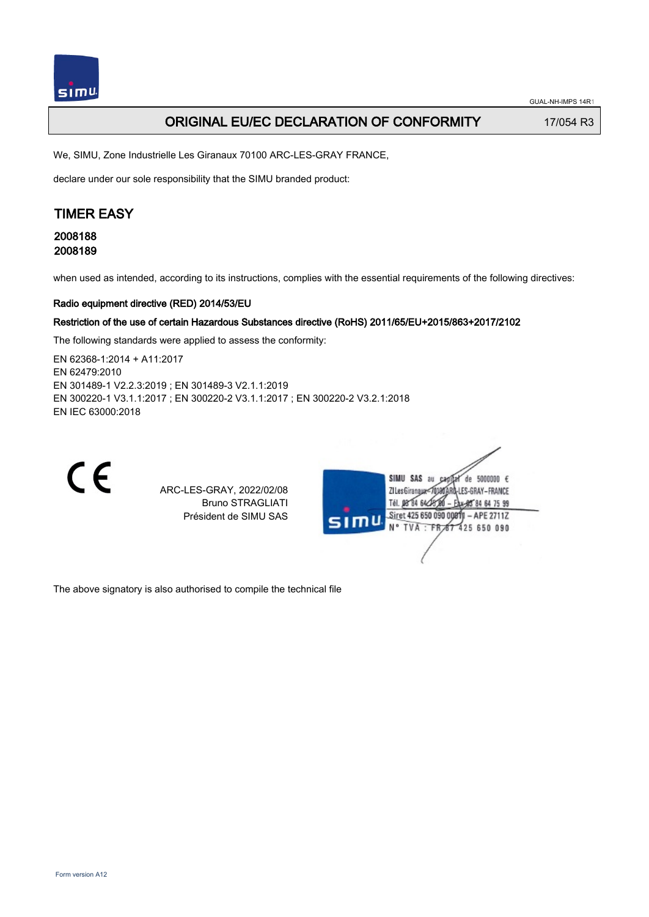GUAL-NH-IMPS 14R1

# ORIGINAL EU/EC DECLARATION OF CONFORMITY

17/054 R3

We, SIMU, Zone Industrielle Les Giranaux 70100 ARC-LES-GRAY FRANCE,

declare under our sole responsibility that the SIMU branded product:

## TIMER EASY

### 2008188
### 2008189

when used as intended, according to its instructions, complies with the essential requirements of the following directives:

**Radio equipment directive (RED) 2014/53/EU**

**Restriction of the use of certain Hazardous Substances directive (RoHS) 2011/65/EU+2015/863+2017/2102**

The following standards were applied to assess the conformity:

EN 62368-1:2014 + A11:2017
EN 62479:2010
EN 301489-1 V2.2.3:2019 ; EN 301489-3 V2.1.1:2019
EN 300220-1 V3.1.1:2017 ; EN 300220-2 V3.1.1:2017 ; EN 300220-2 V3.2.1:2018
EN IEC 63000:2018

CE

ARC-LES-GRAY, 2022/02/08
Bruno STRAGLIATI
Président de SIMU SAS

SIMU SAS au capital de 5000000 €
ZI Les Giranaux 70100 ARC-LES-GRAY-FRANCE
Tél. 03 84 64 75 00 – Fax 03 84 64 75 99
Siret 425 650 090 00011 – APE 2711Z
N° TVA : FR 87 425 650 090

The above signatory is also authorised to compile the technical file

Form version A12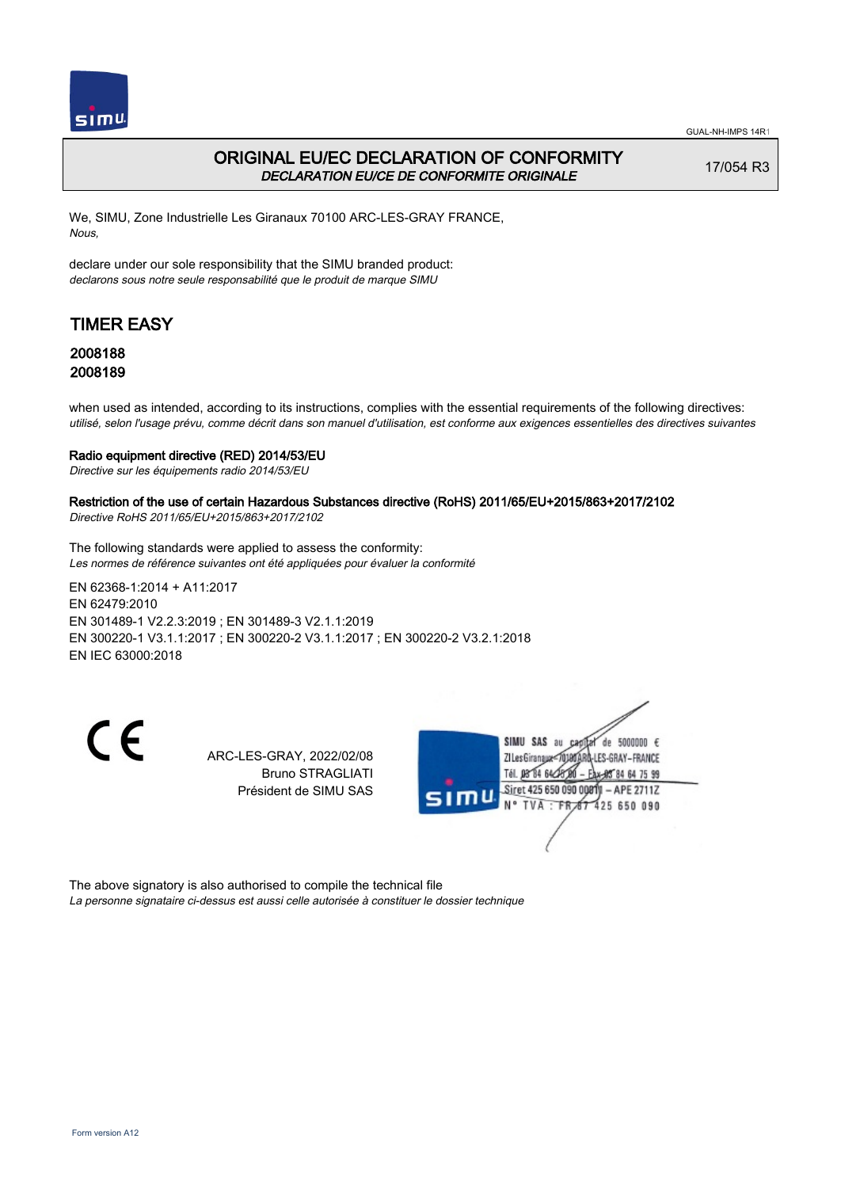GUAL-NH-IMPS 14R1

# ORIGINAL EU/EC DECLARATION OF CONFORMITY

*DECLARATION EU/CE DE CONFORMITE ORIGINALE*

17/054 R3

We, SIMU, Zone Industrielle Les Giranaux 70100 ARC-LES-GRAY FRANCE,
*Nous,*

declare under our sole responsibility that the SIMU branded product:
*declarons sous notre seule responsabilité que le produit de marque SIMU*

## TIMER EASY

### 2008188
### 2008189

when used as intended, according to its instructions, complies with the essential requirements of the following directives:
*utilisé, selon l'usage prévu, comme décrit dans son manuel d'utilisation, est conforme aux exigences essentielles des directives suivantes*

**Radio equipment directive (RED) 2014/53/EU**
*Directive sur les équipements radio 2014/53/EU*

**Restriction of the use of certain Hazardous Substances directive (RoHS) 2011/65/EU+2015/863+2017/2102**
*Directive RoHS 2011/65/EU+2015/863+2017/2102*

The following standards were applied to assess the conformity:
*Les normes de référence suivantes ont été appliquées pour évaluer la conformité*

EN 62368-1:2014 + A11:2017
EN 62479:2010
EN 301489-1 V2.2.3:2019 ; EN 301489-3 V2.1.1:2019
EN 300220-1 V3.1.1:2017 ; EN 300220-2 V3.1.1:2017 ; EN 300220-2 V3.2.1:2018
EN IEC 63000:2018

CE

ARC-LES-GRAY, 2022/02/08
Bruno STRAGLIATI
Président de SIMU SAS

SIMU SAS au capital de 5000000 €
ZI Les Giranaux 70100 ARC-LES-GRAY-FRANCE
Tél. 03 84 64 75 00 – Fax 03 84 64 75 99
Siret 425 650 090 00811 – APE 2711Z
N° TVA : FR 87 425 650 090

The above signatory is also authorised to compile the technical file
*La personne signataire ci-dessus est aussi celle autorisée à constituer le dossier technique*

Form version A12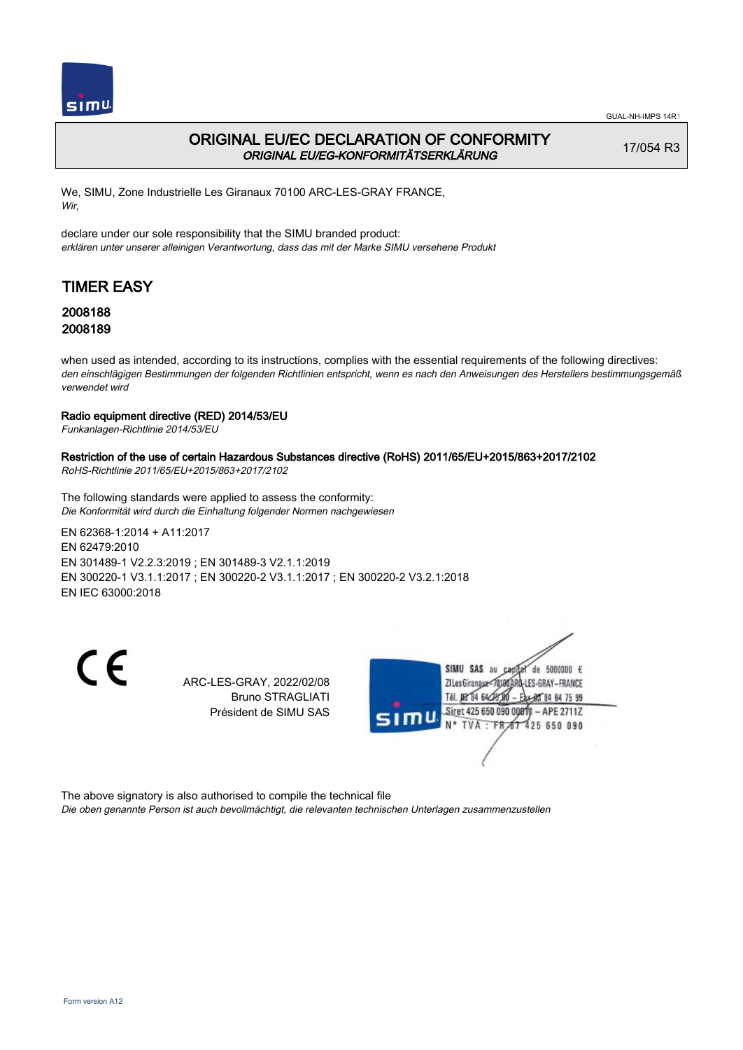GUAL-NH-IMPS 14R1

# ORIGINAL EU/EC DECLARATION OF CONFORMITY
*ORIGINAL EU/EG-KONFORMITÄTSERKLÄRUNG*

17/054 R3

We, SIMU, Zone Industrielle Les Giranaux 70100 ARC-LES-GRAY FRANCE,
*Wir,*

declare under our sole responsibility that the SIMU branded product:
*erklären unter unserer alleinigen Verantwortung, dass das mit der Marke SIMU versehene Produkt*

## TIMER EASY

### 2008188
### 2008189

when used as intended, according to its instructions, complies with the essential requirements of the following directives:
*den einschlägigen Bestimmungen der folgenden Richtlinien entspricht, wenn es nach den Anweisungen des Herstellers bestimmungsgemäß verwendet wird*

**Radio equipment directive (RED) 2014/53/EU**
*Funkanlagen-Richtlinie 2014/53/EU*

**Restriction of the use of certain Hazardous Substances directive (RoHS) 2011/65/EU+2015/863+2017/2102**
*RoHS-Richtlinie 2011/65/EU+2015/863+2017/2102*

The following standards were applied to assess the conformity:
*Die Konformität wird durch die Einhaltung folgender Normen nachgewiesen*

EN 62368-1:2014 + A11:2017
EN 62479:2010
EN 301489-1 V2.2.3:2019 ; EN 301489-3 V2.1.1:2019
EN 300220-1 V3.1.1:2017 ; EN 300220-2 V3.1.1:2017 ; EN 300220-2 V3.2.1:2018
EN IEC 63000:2018

CE

ARC-LES-GRAY, 2022/02/08
Bruno STRAGLIATI
Président de SIMU SAS

SIMU SAS au capital de 5000000 €
ZI Les Giranaux 70100 ARC-LES-GRAY–FRANCE
Tél. 03 84 64 75 00 – Fax 03 84 64 75 99
Siret 425 650 090 00011 – APE 2711Z
N° TVA : FR 87 425 650 090

The above signatory is also authorised to compile the technical file
*Die oben genannte Person ist auch bevollmächtigt, die relevanten technischen Unterlagen zusammenzustellen*

Form version A12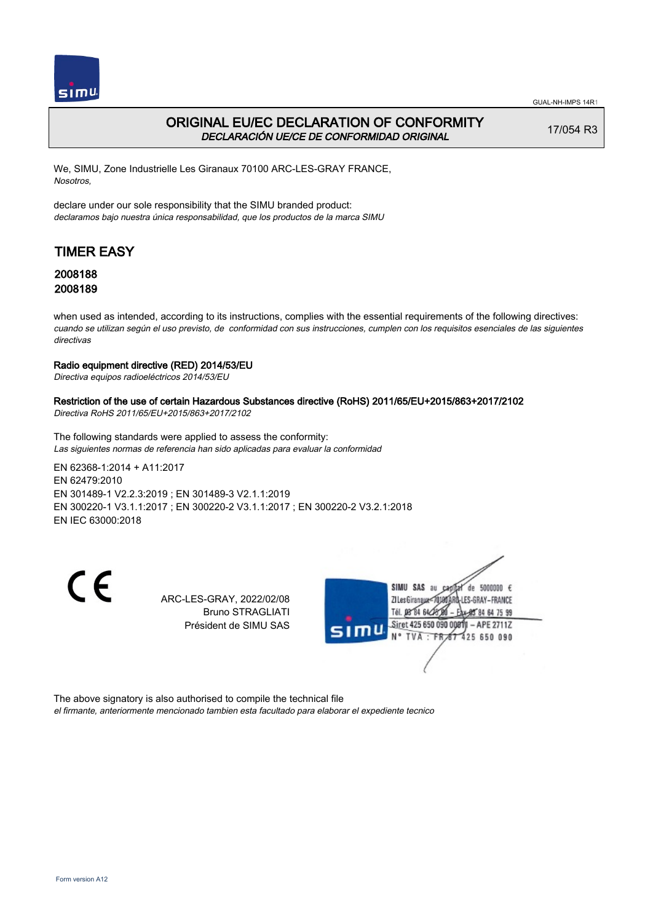GUAL-NH-IMPS 14R1

# ORIGINAL EU/EC DECLARATION OF CONFORMITY

*DECLARACIÓN UE/CE DE CONFORMIDAD ORIGINAL*

17/054 R3

We, SIMU, Zone Industrielle Les Giranaux 70100 ARC-LES-GRAY FRANCE,
*Nosotros,*

declare under our sole responsibility that the SIMU branded product:
*declaramos bajo nuestra única responsabilidad, que los productos de la marca SIMU*

## TIMER EASY

### 2008188
### 2008189

when used as intended, according to its instructions, complies with the essential requirements of the following directives:
*cuando se utilizan según el uso previsto, de conformidad con sus instrucciones, cumplen con los requisitos esenciales de las siguientes directivas*

**Radio equipment directive (RED) 2014/53/EU**
*Directiva equipos radioeléctricos 2014/53/EU*

**Restriction of the use of certain Hazardous Substances directive (RoHS) 2011/65/EU+2015/863+2017/2102**
*Directiva RoHS 2011/65/EU+2015/863+2017/2102*

The following standards were applied to assess the conformity:
*Las siguientes normas de referencia han sido aplicadas para evaluar la conformidad*

EN 62368-1:2014 + A11:2017
EN 62479:2010
EN 301489-1 V2.2.3:2019 ; EN 301489-3 V2.1.1:2019
EN 300220-1 V3.1.1:2017 ; EN 300220-2 V3.1.1:2017 ; EN 300220-2 V3.2.1:2018
EN IEC 63000:2018

CE

ARC-LES-GRAY, 2022/02/08
Bruno STRAGLIATI
Président de SIMU SAS

SIMU SAS au capital de 5000000 €
ZI Les Giranaux 70100 ARC-LES-GRAY-FRANCE
Tél. 03 84 64 75 00 – Fax 03 84 64 75 99
Siret 425 650 090 00011 – APE 2711Z
N° TVA : FR 87 425 650 090

The above signatory is also authorised to compile the technical file
*el firmante, anteriormente mencionado tambien esta facultado para elaborar el expediente tecnico*

Form version A12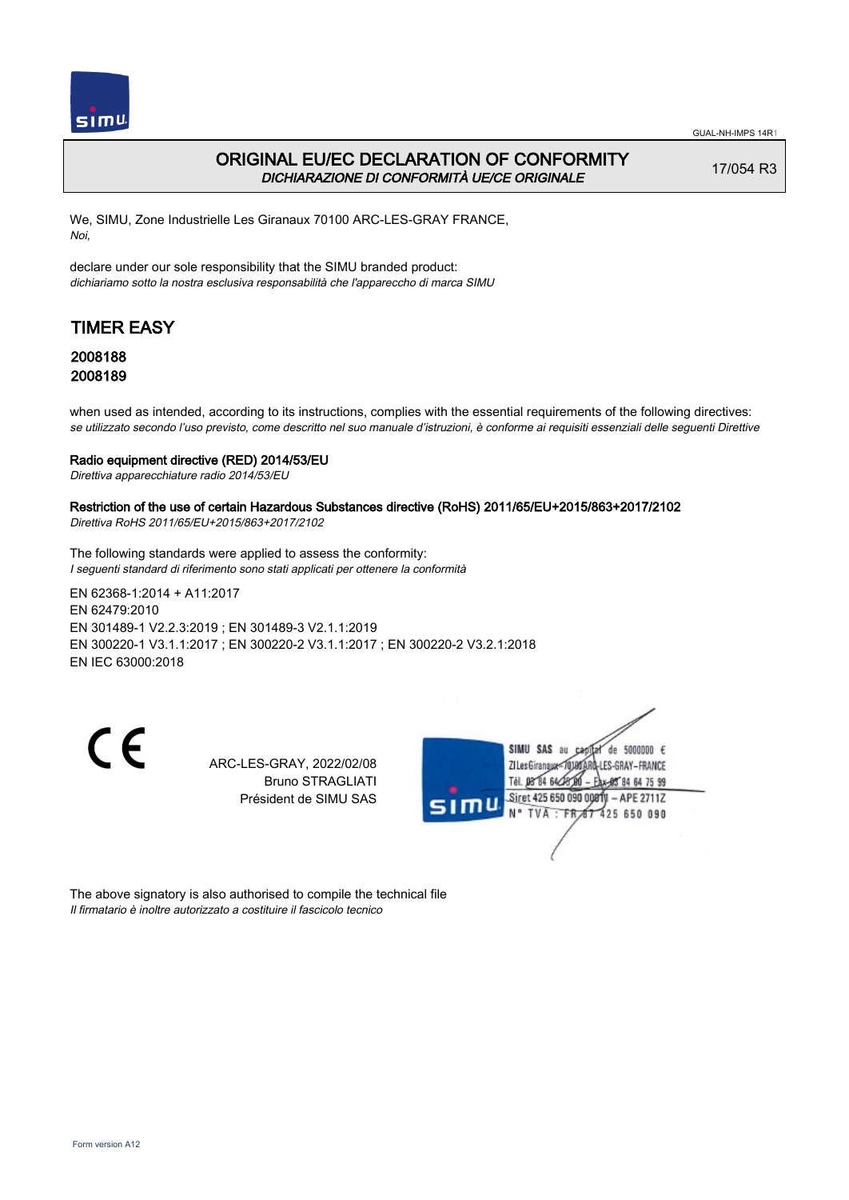GUAL-NH-IMPS 14R1

# ORIGINAL EU/EC DECLARATION OF CONFORMITY

*DICHIARAZIONE DI CONFORMITÀ UE/CE ORIGINALE*

17/054 R3

We, SIMU, Zone Industrielle Les Giranaux 70100 ARC-LES-GRAY FRANCE,
*Noi,*

declare under our sole responsibility that the SIMU branded product:
*dichiariamo sotto la nostra esclusiva responsabilità che l'apparecchio di marca SIMU*

## TIMER EASY

### 2008188
### 2008189

when used as intended, according to its instructions, complies with the essential requirements of the following directives:
*se utilizzato secondo l'uso previsto, come descritto nel suo manuale d'istruzioni, è conforme ai requisiti essenziali delle seguenti Direttive*

**Radio equipment directive (RED) 2014/53/EU**
*Direttiva apparecchiature radio 2014/53/EU*

**Restriction of the use of certain Hazardous Substances directive (RoHS) 2011/65/EU+2015/863+2017/2102**
*Direttiva RoHS 2011/65/EU+2015/863+2017/2102*

The following standards were applied to assess the conformity:
*I seguenti standard di riferimento sono stati applicati per ottenere la conformità*

EN 62368-1:2014 + A11:2017
EN 62479:2010
EN 301489-1 V2.2.3:2019 ; EN 301489-3 V2.1.1:2019
EN 300220-1 V3.1.1:2017 ; EN 300220-2 V3.1.1:2017 ; EN 300220-2 V3.2.1:2018
EN IEC 63000:2018

ARC-LES-GRAY, 2022/02/08
Bruno STRAGLIATI
Président de SIMU SAS

SIMU SAS au capital de 5000000 €
ZI Les Giranaux 70100 ARC-LES-GRAY-FRANCE
Tél. 03 84 64 75 00 – Fax 03 84 64 75 99
Siret 425 650 090 00011 – APE 2711Z
N° TVA : FR 87 425 650 090

The above signatory is also authorised to compile the technical file
*Il firmatario è inoltre autorizzato a costituire il fascicolo tecnico*

Form version A12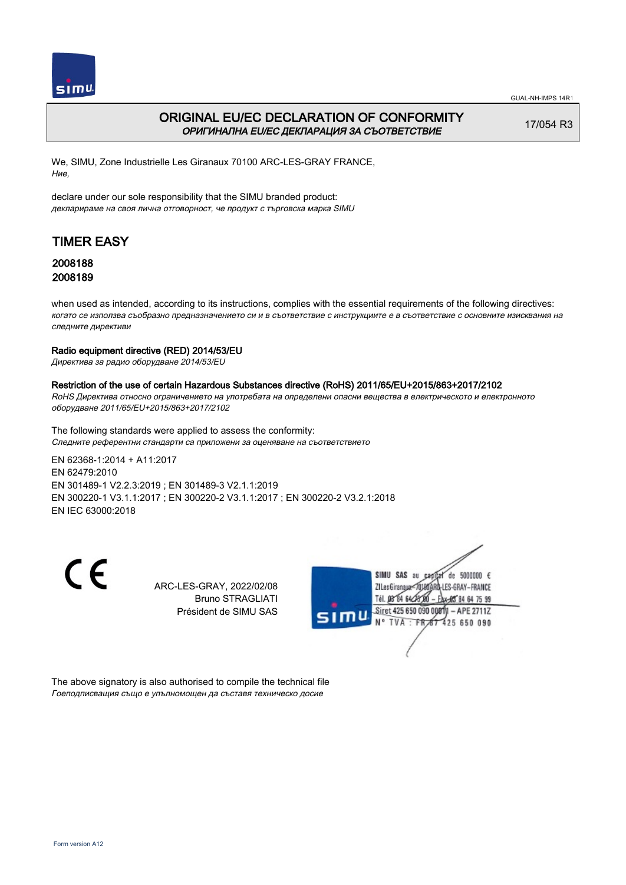# ORIGINAL EU/EC DECLARATION OF CONFORMITY

*ОРИГИНАЛНА EU/EC ДЕКЛАРАЦИЯ ЗА СЪОТВЕТСТВИЕ*

17/054 R3

We, SIMU, Zone Industrielle Les Giranaux 70100 ARC-LES-GRAY FRANCE,
*Ние,*

declare under our sole responsibility that the SIMU branded product:
*декларираме на своя лична отговорност, че продукт с търговска марка SIMU*

## TIMER EASY

### 2008188
### 2008189

when used as intended, according to its instructions, complies with the essential requirements of the following directives:
*когато се използва съобразно предназначението си и в съответствие с инструкциите е в съответствие с основните изисквания на следните директиви*

**Radio equipment directive (RED) 2014/53/EU**
*Директива за радио оборудване 2014/53/EU*

**Restriction of the use of certain Hazardous Substances directive (RoHS) 2011/65/EU+2015/863+2017/2102**
*RoHS Директива относно ограничението на употребата на определени опасни вещества в електрическото и електронното оборудване 2011/65/EU+2015/863+2017/2102*

The following standards were applied to assess the conformity:
*Следните референтни стандарти са приложени за оценяване на съответствието*

EN 62368-1:2014 + A11:2017
EN 62479:2010
EN 301489-1 V2.2.3:2019 ; EN 301489-3 V2.1.1:2019
EN 300220-1 V3.1.1:2017 ; EN 300220-2 V3.1.1:2017 ; EN 300220-2 V3.2.1:2018
EN IEC 63000:2018

ARC-LES-GRAY, 2022/02/08
Bruno STRAGLIATI
Président de SIMU SAS

SIMU SAS au capital de 5000000 €
ZI Les Giranaux 70100 ARC-LES-GRAY-FRANCE
Tél. 03 84 64 75 00 – Fax 03 84 64 75 99
Siret 425 650 090 00011 – APE 2711Z
N° TVA : FR 87 425 650 090

The above signatory is also authorised to compile the technical file
*Гоеподписващия също е упълномощен да съставя техническо досие*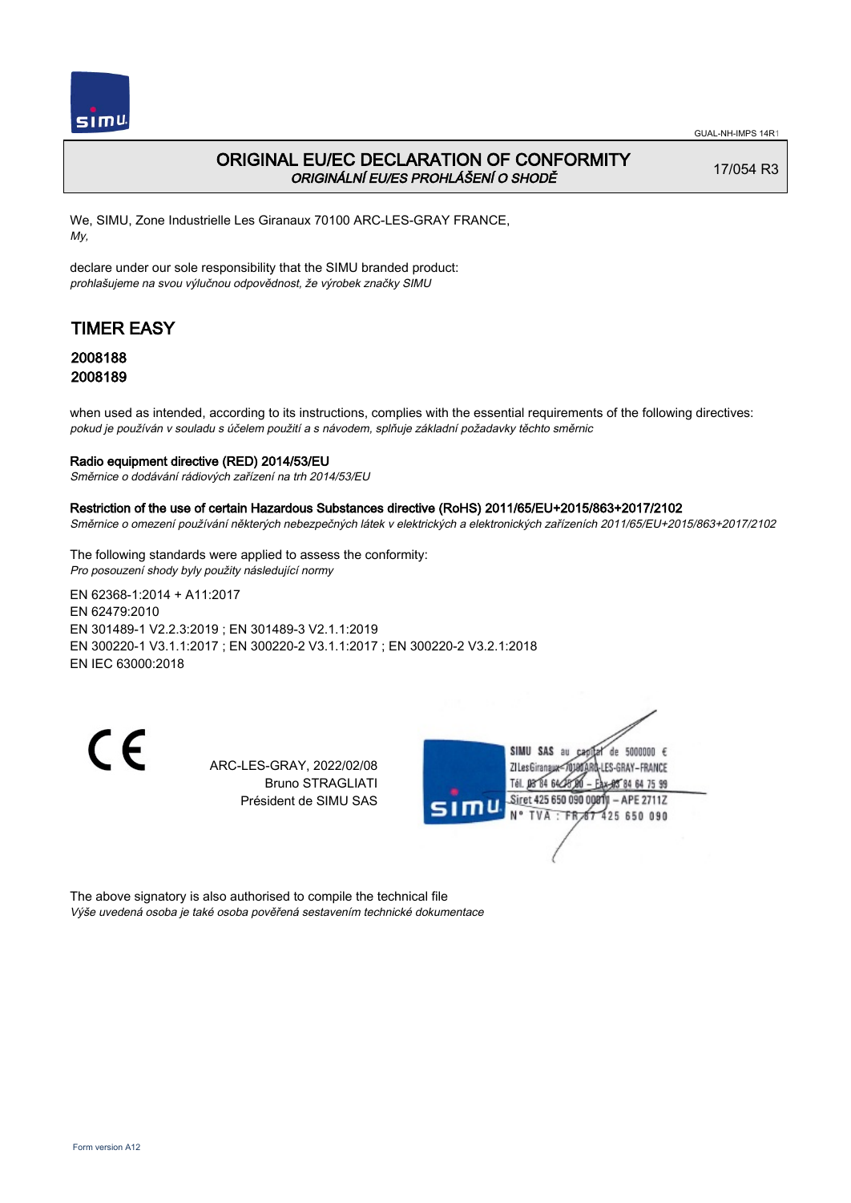# ORIGINAL EU/EC DECLARATION OF CONFORMITY

*ORIGINÁLNÍ EU/ES PROHLÁŠENÍ O SHODĚ*

17/054 R3

We, SIMU, Zone Industrielle Les Giranaux 70100 ARC-LES-GRAY FRANCE,
*My,*

declare under our sole responsibility that the SIMU branded product:
*prohlašujeme na svou výlučnou odpovědnost, že výrobek značky SIMU*

## TIMER EASY

### 2008188
### 2008189

when used as intended, according to its instructions, complies with the essential requirements of the following directives:
*pokud je používán v souladu s účelem použití a s návodem, splňuje základní požadavky těchto směrnic*

**Radio equipment directive (RED) 2014/53/EU**
*Směrnice o dodávání rádiových zařízení na trh 2014/53/EU*

**Restriction of the use of certain Hazardous Substances directive (RoHS) 2011/65/EU+2015/863+2017/2102**
*Směrnice o omezení používání některých nebezpečných látek v elektrických a elektronických zařízeních 2011/65/EU+2015/863+2017/2102*

The following standards were applied to assess the conformity:
*Pro posouzení shody byly použity následující normy*

EN 62368-1:2014 + A11:2017
EN 62479:2010
EN 301489-1 V2.2.3:2019 ; EN 301489-3 V2.1.1:2019
EN 300220-1 V3.1.1:2017 ; EN 300220-2 V3.1.1:2017 ; EN 300220-2 V3.2.1:2018
EN IEC 63000:2018

ARC-LES-GRAY, 2022/02/08
Bruno STRAGLIATI
Président de SIMU SAS

SIMU SAS au capital de 5000000 €
ZI Les Giranaux 70100 ARC-LES-GRAY-FRANCE
Tél. 03 84 64 75 00 – Fax 03 84 64 75 99
Siret 425 650 090 00811 – APE 2711Z
N° TVA : FR 87 425 650 090

The above signatory is also authorised to compile the technical file
*Výše uvedená osoba je také osoba pověřená sestavením technické dokumentace*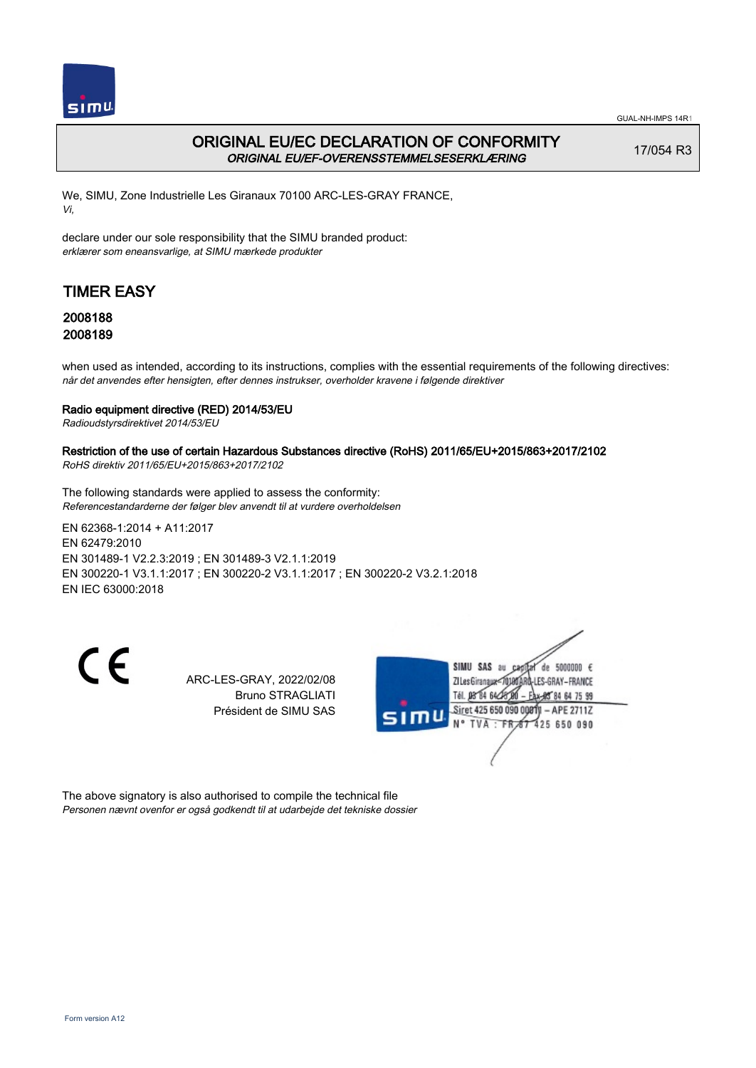# ORIGINAL EU/EC DECLARATION OF CONFORMITY
***ORIGINAL EU/EF-OVERENSSTEMMELSESERKLÆRING***

17/054 R3

We, SIMU, Zone Industrielle Les Giranaux 70100 ARC-LES-GRAY FRANCE,
*Vi,*

declare under our sole responsibility that the SIMU branded product:
*erklærer som eneansvarlige, at SIMU mærkede produkter*

## TIMER EASY

### 2008188
### 2008189

when used as intended, according to its instructions, complies with the essential requirements of the following directives:
*når det anvendes efter hensigten, efter dennes instrukser, overholder kravene i følgende direktiver*

**Radio equipment directive (RED) 2014/53/EU**
*Radioudstyrsdirektivet 2014/53/EU*

**Restriction of the use of certain Hazardous Substances directive (RoHS) 2011/65/EU+2015/863+2017/2102**
*RoHS direktiv 2011/65/EU+2015/863+2017/2102*

The following standards were applied to assess the conformity:
*Referencestandarderne der følger blev anvendt til at vurdere overholdelsen*

EN 62368-1:2014 + A11:2017
EN 62479:2010
EN 301489-1 V2.2.3:2019 ; EN 301489-3 V2.1.1:2019
EN 300220-1 V3.1.1:2017 ; EN 300220-2 V3.1.1:2017 ; EN 300220-2 V3.2.1:2018
EN IEC 63000:2018

CE

ARC-LES-GRAY, 2022/02/08
Bruno STRAGLIATI
Président de SIMU SAS

SIMU SAS au capital de 5000000 €
ZI Les Giranaux 70100 ARC-LES-GRAY-FRANCE
Tél. 03 84 64 75 00 – Fax 03 84 64 75 99
Siret 425 650 090 00811 – APE 2711Z
N° TVA : FR 87 425 650 090

The above signatory is also authorised to compile the technical file
*Personen nævnt ovenfor er også godkendt til at udarbejde det tekniske dossier*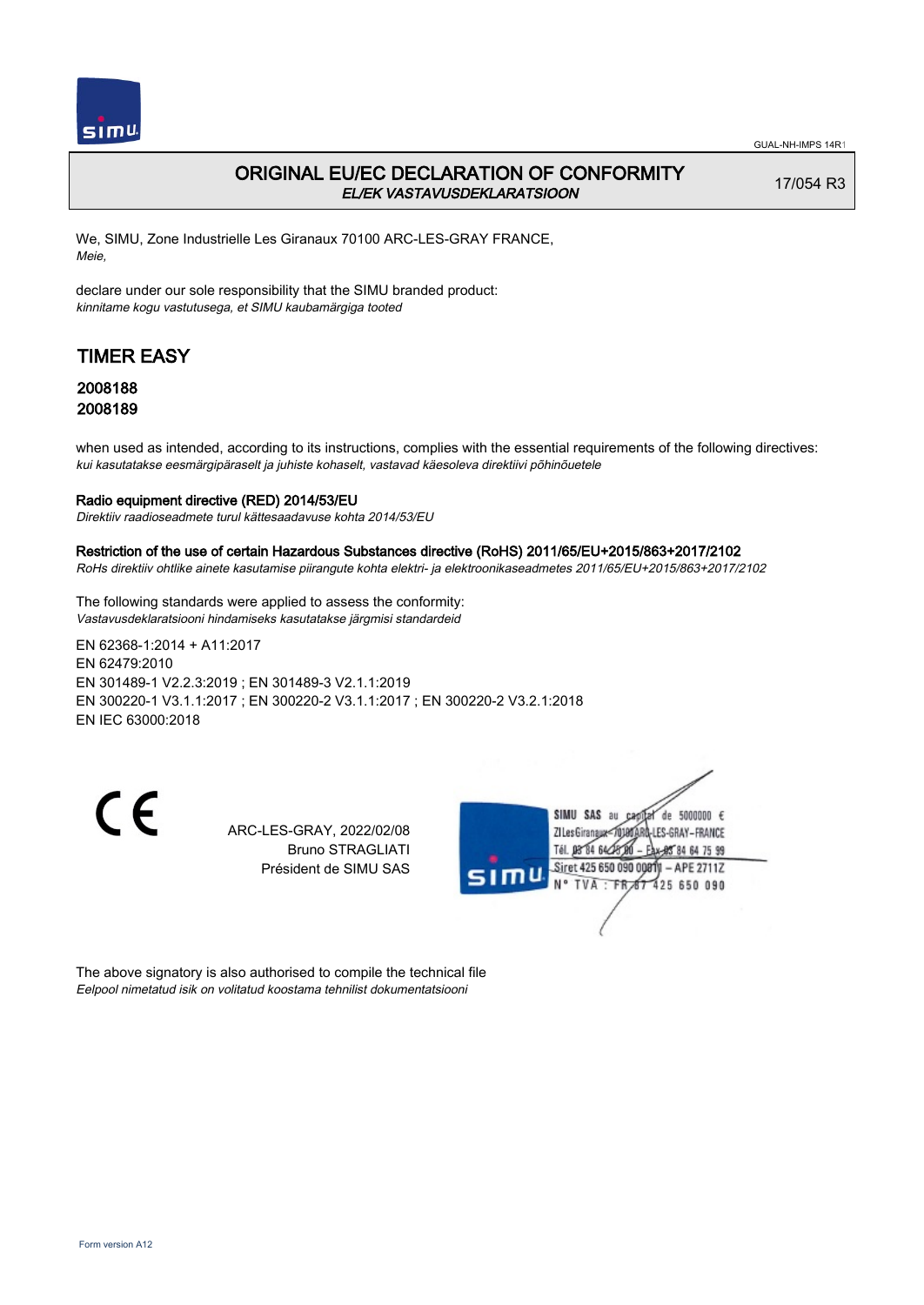## ORIGINAL EU/EC DECLARATION OF CONFORMITY

*EL/EK VASTAVUSDEKLARATSIOON*

17/054 R3

We, SIMU, Zone Industrielle Les Giranaux 70100 ARC-LES-GRAY FRANCE,
*Meie,*

declare under our sole responsibility that the SIMU branded product:
*kinnitame kogu vastutusega, et SIMU kaubamärgiga tooted*

# TIMER EASY

### 2008188
### 2008189

when used as intended, according to its instructions, complies with the essential requirements of the following directives:
*kui kasutatakse eesmärgipäraselt ja juhiste kohaselt, vastavad käesoleva direktiivi põhinõuetele*

**Radio equipment directive (RED) 2014/53/EU**
*Direktiiv raadioseadmete turul kättesaadavuse kohta 2014/53/EU*

**Restriction of the use of certain Hazardous Substances directive (RoHS) 2011/65/EU+2015/863+2017/2102**
*RoHs direktiiv ohtlike ainete kasutamise piirangute kohta elektri- ja elektroonikaseadmetes 2011/65/EU+2015/863+2017/2102*

The following standards were applied to assess the conformity:
*Vastavusdeklaratsiooni hindamiseks kasutatakse järgmisi standardeid*

EN 62368-1:2014 + A11:2017
EN 62479:2010
EN 301489-1 V2.2.3:2019 ; EN 301489-3 V2.1.1:2019
EN 300220-1 V3.1.1:2017 ; EN 300220-2 V3.1.1:2017 ; EN 300220-2 V3.2.1:2018
EN IEC 63000:2018

CE

ARC-LES-GRAY, 2022/02/08
Bruno STRAGLIATI
Président de SIMU SAS

SIMU SAS au capital de 5000000 €
ZI Les Giranaux 70100 ARC-LES-GRAY-FRANCE
Tél. 03 84 64 75 00 – Fax 03 84 64 75 99
Siret 425 650 090 00011 – APE 2711Z
N° TVA : FR 67 425 650 090

The above signatory is also authorised to compile the technical file
*Eelpool nimetatud isik on volitatud koostama tehnilist dokumentatsiooni*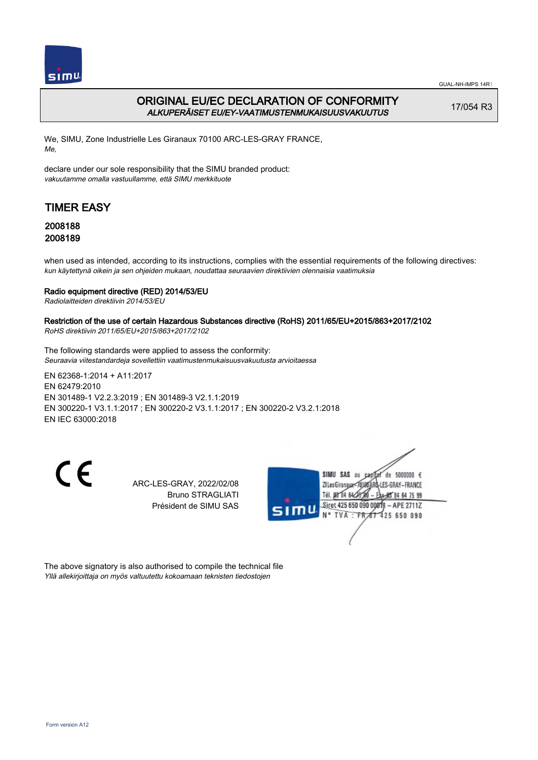GUAL-NH-IMPS 14R1

# ORIGINAL EU/EC DECLARATION OF CONFORMITY
*ALKUPERÄISET EU/EY-VAATIMUSTENMUKAISUUSVAKUUTUS*

17/054 R3

We, SIMU, Zone Industrielle Les Giranaux 70100 ARC-LES-GRAY FRANCE,
*Me,*

declare under our sole responsibility that the SIMU branded product:
*vakuutamme omalla vastuullamme, että SIMU merkkituote*

## TIMER EASY

### 2008188
### 2008189

when used as intended, according to its instructions, complies with the essential requirements of the following directives:
*kun käytettynä oikein ja sen ohjeiden mukaan, noudattaa seuraavien direktiivien olennaisia vaatimuksia*

**Radio equipment directive (RED) 2014/53/EU**
*Radiolaitteiden direktiivin 2014/53/EU*

**Restriction of the use of certain Hazardous Substances directive (RoHS) 2011/65/EU+2015/863+2017/2102**
*RoHS direktiivin 2011/65/EU+2015/863+2017/2102*

The following standards were applied to assess the conformity:
*Seuraavia viitestandardeja sovellettiin vaatimustenmukaisuusvakuutusta arvioitaessa*

EN 62368-1:2014 + A11:2017
EN 62479:2010
EN 301489-1 V2.2.3:2019 ; EN 301489-3 V2.1.1:2019
EN 300220-1 V3.1.1:2017 ; EN 300220-2 V3.1.1:2017 ; EN 300220-2 V3.2.1:2018
EN IEC 63000:2018

CE

ARC-LES-GRAY, 2022/02/08
Bruno STRAGLIATI
Président de SIMU SAS

SIMU SAS au capital de 5000000 €
ZI Les Giranaux 70100 ARC-LES-GRAY-FRANCE
Tél. 03 84 64 75 00 – Fax 03 84 64 75 99
Siret 425 650 090 00011 – APE 2711Z
N° TVA : FR 87 425 650 090

The above signatory is also authorised to compile the technical file
*Yllä allekirjoittaja on myös valtuutettu kokoamaan teknisten tiedostojen*

Form version A12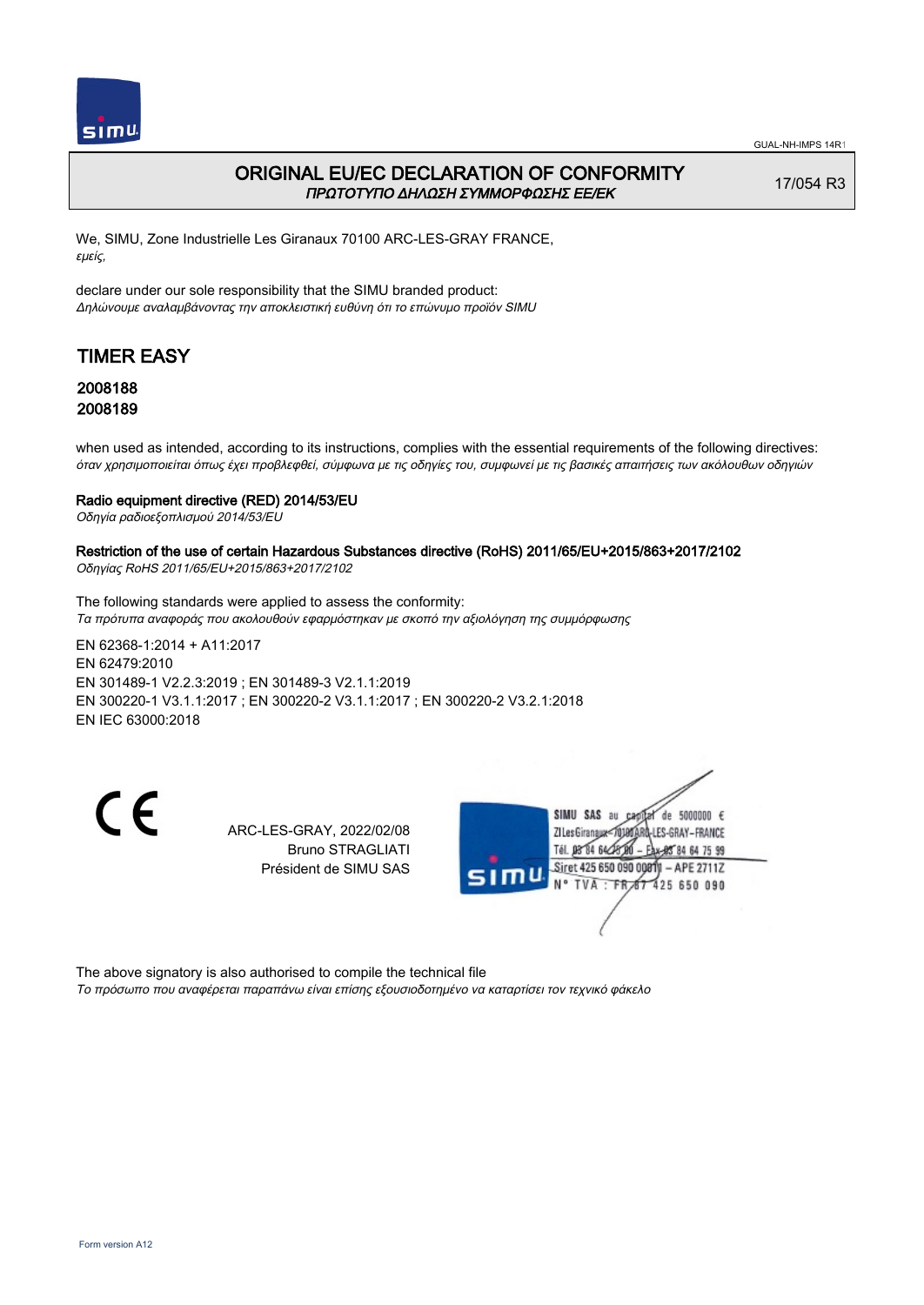GUAL-NH-IMPS 14R1

# ORIGINAL EU/EC DECLARATION OF CONFORMITY
*ΠΡΩΤΟΤΥΠΟ ΔΗΛΩΣΗ ΣΥΜΜΟΡΦΩΣΗΣ ΕΕ/ΕΚ*

17/054 R3

We, SIMU, Zone Industrielle Les Giranaux 70100 ARC-LES-GRAY FRANCE,
*εμείς,*

declare under our sole responsibility that the SIMU branded product:
*Δηλώνουμε αναλαμβάνοντας την αποκλειστική ευθύνη ότι το επώνυμο προϊόν SIMU*

## TIMER EASY

### 2008188
### 2008189

when used as intended, according to its instructions, complies with the essential requirements of the following directives:
*όταν χρησιμοποιείται όπως έχει προβλεφθεί, σύμφωνα με τις οδηγίες του, συμφωνεί με τις βασικές απαιτήσεις των ακόλουθων οδηγιών*

**Radio equipment directive (RED) 2014/53/EU**
*Οδηγία ραδιοεξοπλισμού 2014/53/EU*

**Restriction of the use of certain Hazardous Substances directive (RoHS) 2011/65/EU+2015/863+2017/2102**
*Οδηγίας RoHS 2011/65/EU+2015/863+2017/2102*

The following standards were applied to assess the conformity:
*Τα πρότυπα αναφοράς που ακολουθούν εφαρμόστηκαν με σκοπό την αξιολόγηση της συμμόρφωσης*

EN 62368-1:2014 + A11:2017
EN 62479:2010
EN 301489-1 V2.2.3:2019 ; EN 301489-3 V2.1.1:2019
EN 300220-1 V3.1.1:2017 ; EN 300220-2 V3.1.1:2017 ; EN 300220-2 V3.2.1:2018
EN IEC 63000:2018

CE

ARC-LES-GRAY, 2022/02/08
Bruno STRAGLIATI
Président de SIMU SAS

SIMU SAS au capital de 5000000 €
ZI Les Giranaux 70100 ARC-LES-GRAY-FRANCE
Tél. 03 84 64 75 00 – Fax 03 84 64 75 99
Siret 425 650 090 00811 – APE 2711Z
N° TVA : FR 87 425 650 090

The above signatory is also authorised to compile the technical file
*Το πρόσωπο που αναφέρεται παραπάνω είναι επίσης εξουσιοδοτημένο να καταρτίσει τον τεχνικό φάκελο*

Form version A12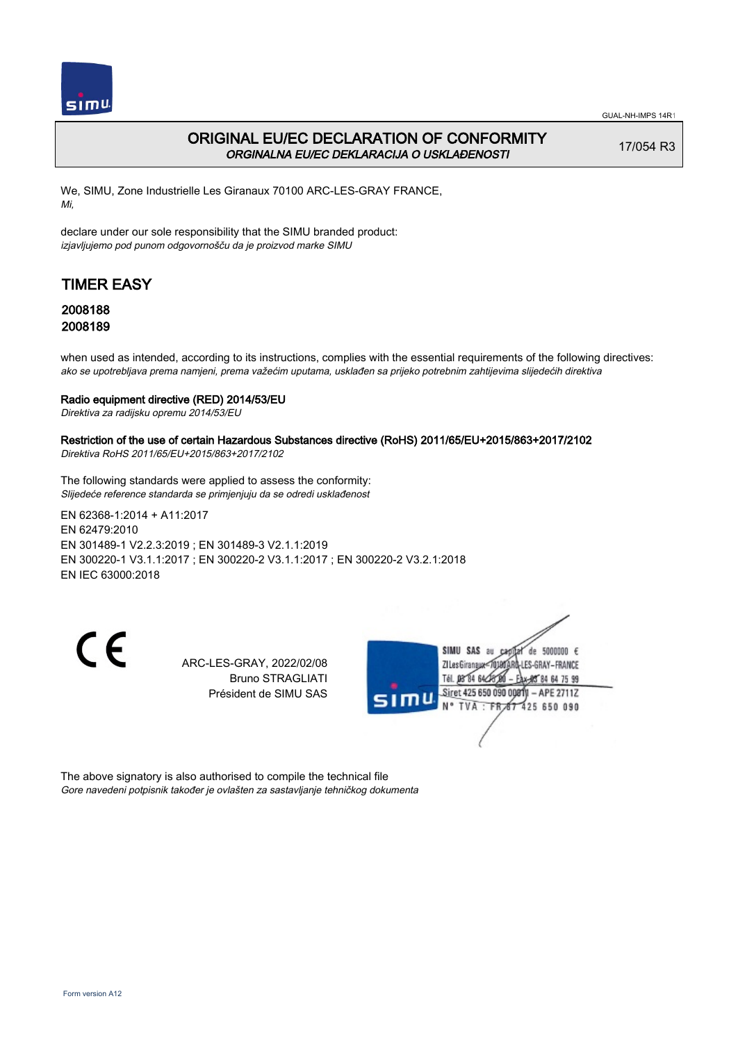# ORIGINAL EU/EC DECLARATION OF CONFORMITY

*ORGINALNA EU/EC DEKLARACIJA O USKLAĐENOSTI*

17/054 R3

We, SIMU, Zone Industrielle Les Giranaux 70100 ARC-LES-GRAY FRANCE,
*Mi,*

declare under our sole responsibility that the SIMU branded product:
*izjavljujemo pod punom odgovornošču da je proizvod marke SIMU*

## TIMER EASY

### 2008188
### 2008189

when used as intended, according to its instructions, complies with the essential requirements of the following directives:
*ako se upotrebljava prema namjeni, prema važećim uputama, usklađen sa prijeko potrebnim zahtijevima slijedećih direktiva*

**Radio equipment directive (RED) 2014/53/EU**
*Direktiva za radijsku opremu 2014/53/EU*

**Restriction of the use of certain Hazardous Substances directive (RoHS) 2011/65/EU+2015/863+2017/2102**
*Direktiva RoHS 2011/65/EU+2015/863+2017/2102*

The following standards were applied to assess the conformity:
*Slijedeće reference standarda se primjenjuju da se odredi usklađenost*

EN 62368-1:2014 + A11:2017
EN 62479:2010
EN 301489-1 V2.2.3:2019 ; EN 301489-3 V2.1.1:2019
EN 300220-1 V3.1.1:2017 ; EN 300220-2 V3.1.1:2017 ; EN 300220-2 V3.2.1:2018
EN IEC 63000:2018

ARC-LES-GRAY, 2022/02/08
Bruno STRAGLIATI
Président de SIMU SAS

SIMU SAS au capital de 5000000 €
ZI Les Giranaux 70100 ARC-LES-GRAY-FRANCE
Tél. 03 84 64 75 00 – Fax 03 84 64 75 99
Siret 425 650 090 00811 – APE 2711Z
N° TVA : FR 87 425 650 090

The above signatory is also authorised to compile the technical file
*Gore navedeni potpisnik također je ovlašten za sastavljanje tehničkog dokumenta*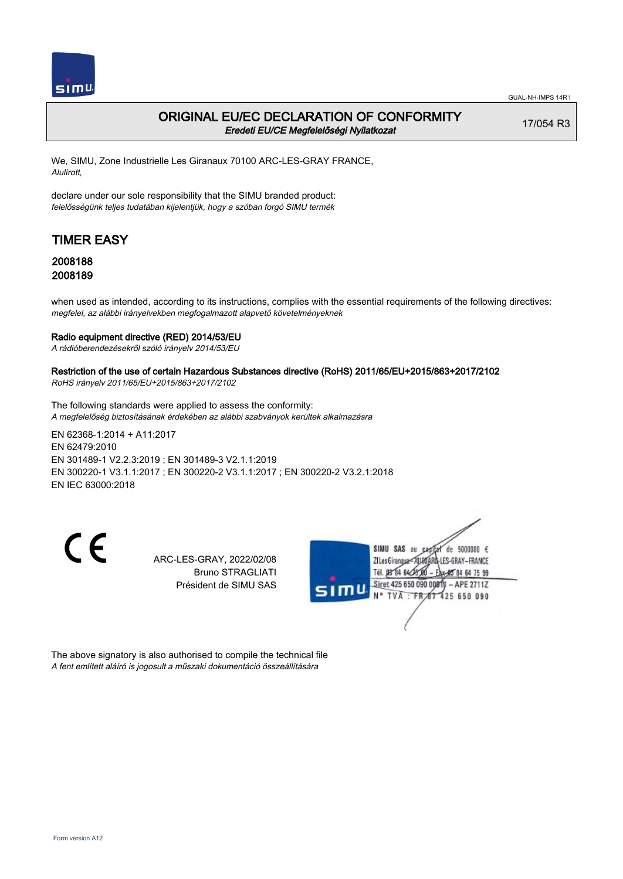GUAL-NH-IMPS 14R1

# ORIGINAL EU/EC DECLARATION OF CONFORMITY
*Eredeti EU/CE Megfelelőségi Nyilatkozat*

17/054 R3

We, SIMU, Zone Industrielle Les Giranaux 70100 ARC-LES-GRAY FRANCE,
*Alulírott,*

declare under our sole responsibility that the SIMU branded product:
*felelősségünk teljes tudatában kijelentjük, hogy a szóban forgó SIMU termék*

## TIMER EASY

### 2008188
### 2008189

when used as intended, according to its instructions, complies with the essential requirements of the following directives:
*megfelel, az alábbi irányelvekben megfogalmazott alapvető követelményeknek*

**Radio equipment directive (RED) 2014/53/EU**
*A rádióberendezésekről szóló irányelv 2014/53/EU*

**Restriction of the use of certain Hazardous Substances directive (RoHS) 2011/65/EU+2015/863+2017/2102**
*RoHS irányelv 2011/65/EU+2015/863+2017/2102*

The following standards were applied to assess the conformity:
*A megfelelőség biztosításának érdekében az alábbi szabványok kerültek alkalmazásra*

EN 62368-1:2014 + A11:2017
EN 62479:2010
EN 301489-1 V2.2.3:2019 ; EN 301489-3 V2.1.1:2019
EN 300220-1 V3.1.1:2017 ; EN 300220-2 V3.1.1:2017 ; EN 300220-2 V3.2.1:2018
EN IEC 63000:2018

ARC-LES-GRAY, 2022/02/08
Bruno STRAGLIATI
Président de SIMU SAS

SIMU SAS au capital de 5000000 €
ZI Les Giranaux 70100 ARC-LES-GRAY-FRANCE
Tél. 03 84 64 75 00 – Fax 03 84 64 75 99
Siret 425 650 090 00011 – APE 2711Z
N° TVA : FR 67 425 650 090

The above signatory is also authorised to compile the technical file
*A fent említett aláíró is jogosult a műszaki dokumentáció összeállítására*

Form version A12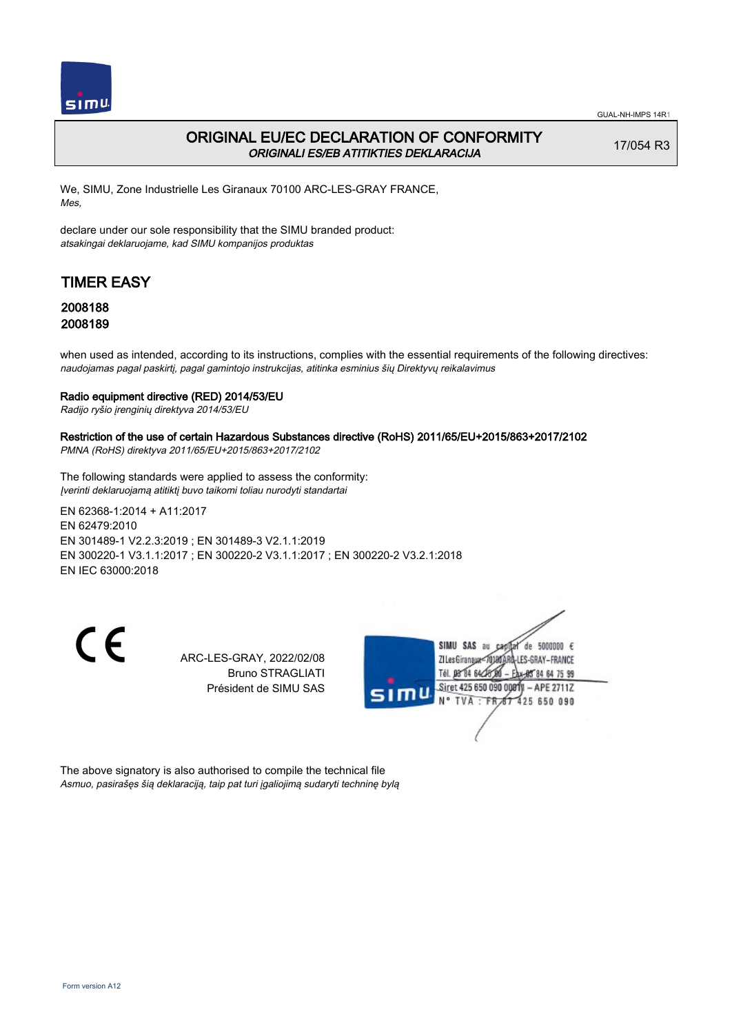GUAL-NH-IMPS 14R1

# ORIGINAL EU/EC DECLARATION OF CONFORMITY

*ORIGINALI ES/EB ATITIKTIES DEKLARACIJA*

17/054 R3

We, SIMU, Zone Industrielle Les Giranaux 70100 ARC-LES-GRAY FRANCE,
*Mes,*

declare under our sole responsibility that the SIMU branded product:
*atsakingai deklaruojame, kad SIMU kompanijos produktas*

## TIMER EASY

### 2008188
### 2008189

when used as intended, according to its instructions, complies with the essential requirements of the following directives:
*naudojamas pagal paskirtį, pagal gamintojo instrukcijas, atitinka esminius šių Direktyvų reikalavimus*

**Radio equipment directive (RED) 2014/53/EU**
*Radijo ryšio įrenginių direktyva 2014/53/EU*

**Restriction of the use of certain Hazardous Substances directive (RoHS) 2011/65/EU+2015/863+2017/2102**
*PMNA (RoHS) direktyva 2011/65/EU+2015/863+2017/2102*

The following standards were applied to assess the conformity:
*Įverinti deklaruojamą atitiktį buvo taikomi toliau nurodyti standartai*

EN 62368-1:2014 + A11:2017
EN 62479:2010
EN 301489-1 V2.2.3:2019 ; EN 301489-3 V2.1.1:2019
EN 300220-1 V3.1.1:2017 ; EN 300220-2 V3.1.1:2017 ; EN 300220-2 V3.2.1:2018
EN IEC 63000:2018

ARC-LES-GRAY, 2022/02/08
Bruno STRAGLIATI
Président de SIMU SAS

SIMU SAS au capital de 5000000 €
ZI Les Giranaux 70100 ARC-LES-GRAY-FRANCE
Tél. 03 84 64 75 00 – Fax 03 84 64 75 99
Siret 425 650 090 00011 – APE 2711Z
N° TVA : FR 67 425 650 090

The above signatory is also authorised to compile the technical file
*Asmuo, pasirašęs šią deklaraciją, taip pat turi įgaliojimą sudaryti techninę bylą*

Form version A12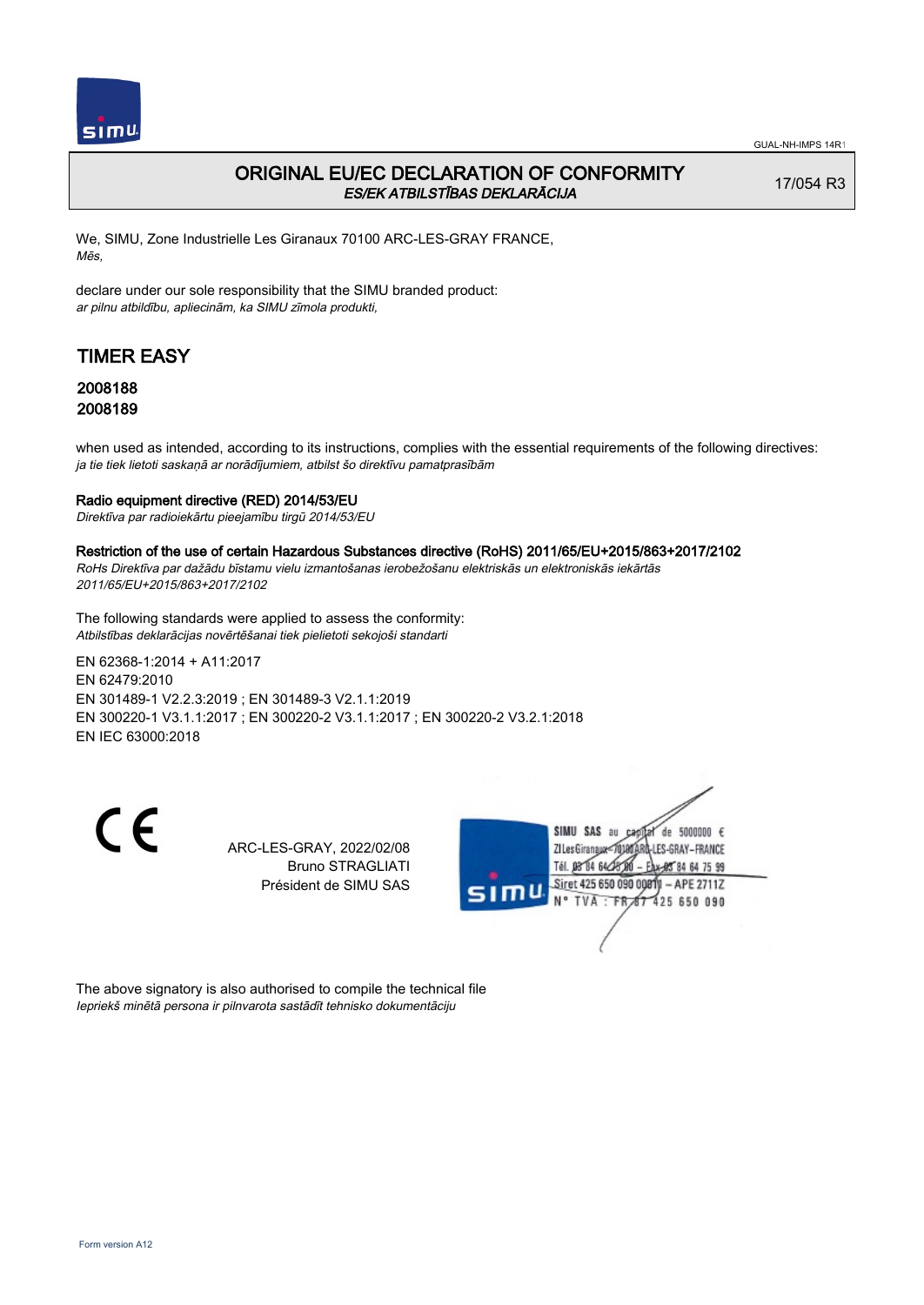# ORIGINAL EU/EC DECLARATION OF CONFORMITY
*ES/EK ATBILSTĪBAS DEKLARĀCIJA*

17/054 R3

We, SIMU, Zone Industrielle Les Giranaux 70100 ARC-LES-GRAY FRANCE,
*Mēs,*

declare under our sole responsibility that the SIMU branded product:
*ar pilnu atbildību, apliecinām, ka SIMU zīmola produkti,*

## TIMER EASY

### 2008188
### 2008189

when used as intended, according to its instructions, complies with the essential requirements of the following directives:
*ja tie tiek lietoti saskaņā ar norādījumiem, atbilst šo direktīvu pamatprasībām*

**Radio equipment directive (RED) 2014/53/EU**
*Direktīva par radioiekārtu pieejamību tirgū 2014/53/EU*

**Restriction of the use of certain Hazardous Substances directive (RoHS) 2011/65/EU+2015/863+2017/2102**
*RoHs Direktīva par dažādu bīstamu vielu izmantošanas ierobežošanu elektriskās un elektroniskās iekārtās 2011/65/EU+2015/863+2017/2102*

The following standards were applied to assess the conformity:
*Atbilstības deklarācijas novērtēšanai tiek pielietoti sekojoši standarti*

EN 62368-1:2014 + A11:2017
EN 62479:2010
EN 301489-1 V2.2.3:2019 ; EN 301489-3 V2.1.1:2019
EN 300220-1 V3.1.1:2017 ; EN 300220-2 V3.1.1:2017 ; EN 300220-2 V3.2.1:2018
EN IEC 63000:2018

ARC-LES-GRAY, 2022/02/08
Bruno STRAGLIATI
Président de SIMU SAS

SIMU SAS au capital de 5000000 €
ZI Les Giranaux 70100 ARC-LES-GRAY-FRANCE
Tél. 03 84 64 78 00 – Fax 03 84 64 75 99
Siret 425 650 090 00011 – APE 2711Z
N° TVA : FR 87 425 650 090

The above signatory is also authorised to compile the technical file
*Iepriekš minētā persona ir pilnvarota sastādīt tehnisko dokumentāciju*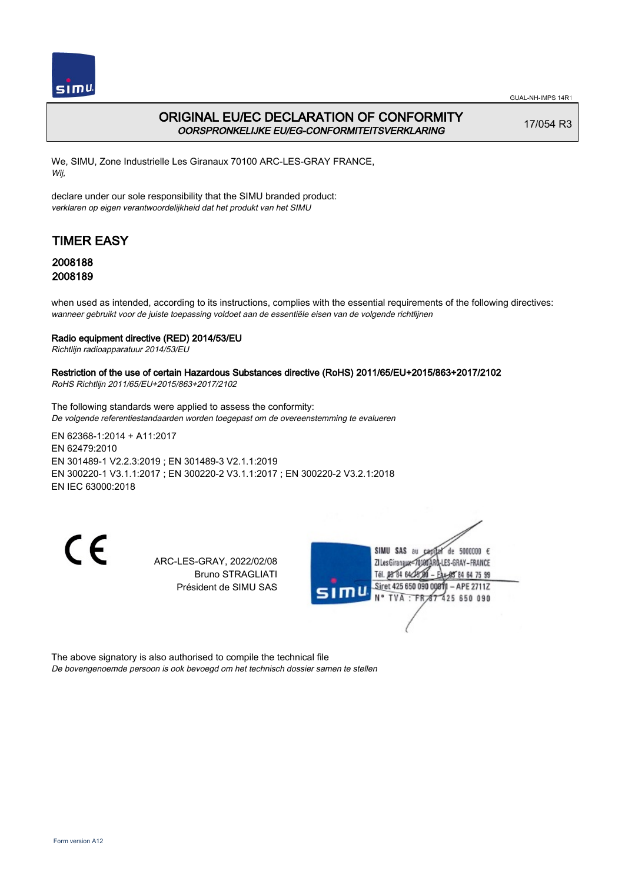GUAL-NH-IMPS 14R1

# ORIGINAL EU/EC DECLARATION OF CONFORMITY
*OORSPRONKELIJKE EU/EG-CONFORMITEITSVERKLARING*

17/054 R3

We, SIMU, Zone Industrielle Les Giranaux 70100 ARC-LES-GRAY FRANCE,
*Wij,*

declare under our sole responsibility that the SIMU branded product:
*verklaren op eigen verantwoordelijkheid dat het produkt van het SIMU*

## TIMER EASY

### 2008188
### 2008189

when used as intended, according to its instructions, complies with the essential requirements of the following directives:
*wanneer gebruikt voor de juiste toepassing voldoet aan de essentiële eisen van de volgende richtlijnen*

**Radio equipment directive (RED) 2014/53/EU**
*Richtlijn radioapparatuur 2014/53/EU*

**Restriction of the use of certain Hazardous Substances directive (RoHS) 2011/65/EU+2015/863+2017/2102**
*RoHS Richtlijn 2011/65/EU+2015/863+2017/2102*

The following standards were applied to assess the conformity:
*De volgende referentiestandaarden worden toegepast om de overeenstemming te evalueren*

EN 62368-1:2014 + A11:2017
EN 62479:2010
EN 301489-1 V2.2.3:2019 ; EN 301489-3 V2.1.1:2019
EN 300220-1 V3.1.1:2017 ; EN 300220-2 V3.1.1:2017 ; EN 300220-2 V3.2.1:2018
EN IEC 63000:2018

CE

ARC-LES-GRAY, 2022/02/08
Bruno STRAGLIATI
Président de SIMU SAS

SIMU SAS au capital de 5000000 €
ZI Les Giranaux 70100 ARC-LES-GRAY-FRANCE
Tél. 03 84 64 78 00 – Fax 03 84 64 75 99
Siret 425 650 090 00811 – APE 2711Z
N° TVA : FR 87 425 650 090

The above signatory is also authorised to compile the technical file
*De bovengenoemde persoon is ook bevoegd om het technisch dossier samen te stellen*

Form version A12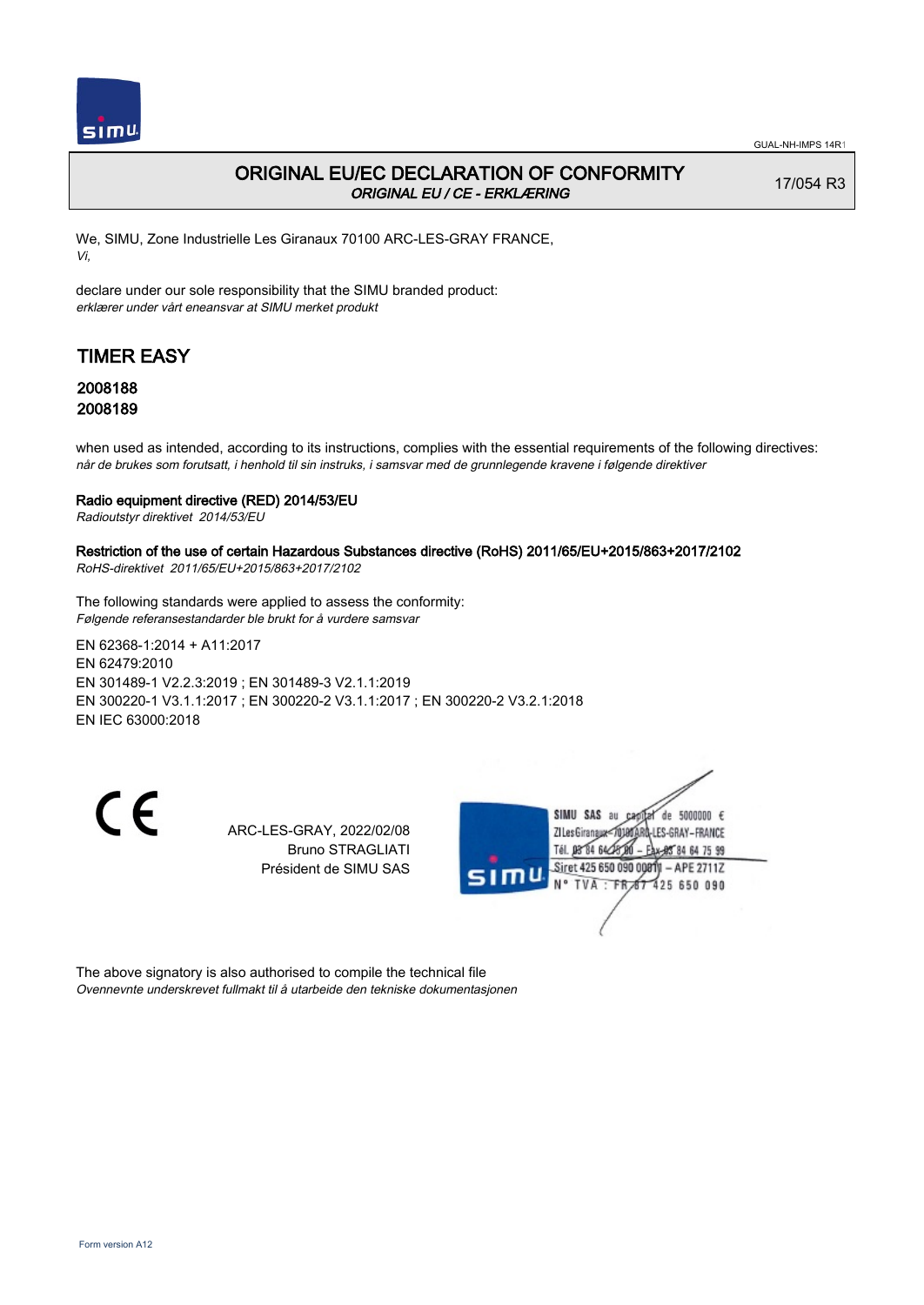# ORIGINAL EU/EC DECLARATION OF CONFORMITY

*ORIGINAL EU / CE - ERKLÆRING*

17/054 R3

We, SIMU, Zone Industrielle Les Giranaux 70100 ARC-LES-GRAY FRANCE,
*Vi,*

declare under our sole responsibility that the SIMU branded product:
*erklærer under vårt eneansvar at SIMU merket produkt*

## TIMER EASY

### 2008188
### 2008189

when used as intended, according to its instructions, complies with the essential requirements of the following directives:
*når de brukes som forutsatt, i henhold til sin instruks, i samsvar med de grunnlegende kravene i følgende direktiver*

**Radio equipment directive (RED) 2014/53/EU**
*Radioutstyr direktivet 2014/53/EU*

**Restriction of the use of certain Hazardous Substances directive (RoHS) 2011/65/EU+2015/863+2017/2102**
*RoHS-direktivet 2011/65/EU+2015/863+2017/2102*

The following standards were applied to assess the conformity:
*Følgende referansestandarder ble brukt for å vurdere samsvar*

EN 62368-1:2014 + A11:2017
EN 62479:2010
EN 301489-1 V2.2.3:2019 ; EN 301489-3 V2.1.1:2019
EN 300220-1 V3.1.1:2017 ; EN 300220-2 V3.1.1:2017 ; EN 300220-2 V3.2.1:2018
EN IEC 63000:2018

CE

ARC-LES-GRAY, 2022/02/08
Bruno STRAGLIATI
Président de SIMU SAS

SIMU SAS au capital de 5000000 €
ZI Les Giranaux 70100 ARC-LES-GRAY-FRANCE
Tél. 03 84 64 78 00 – Fax 03 84 64 75 99
Siret 425 650 090 00011 – APE 2711Z
N° TVA : FR 87 425 650 090

The above signatory is also authorised to compile the technical file
*Ovennevnte underskrevet fullmakt til å utarbeide den tekniske dokumentasjonen*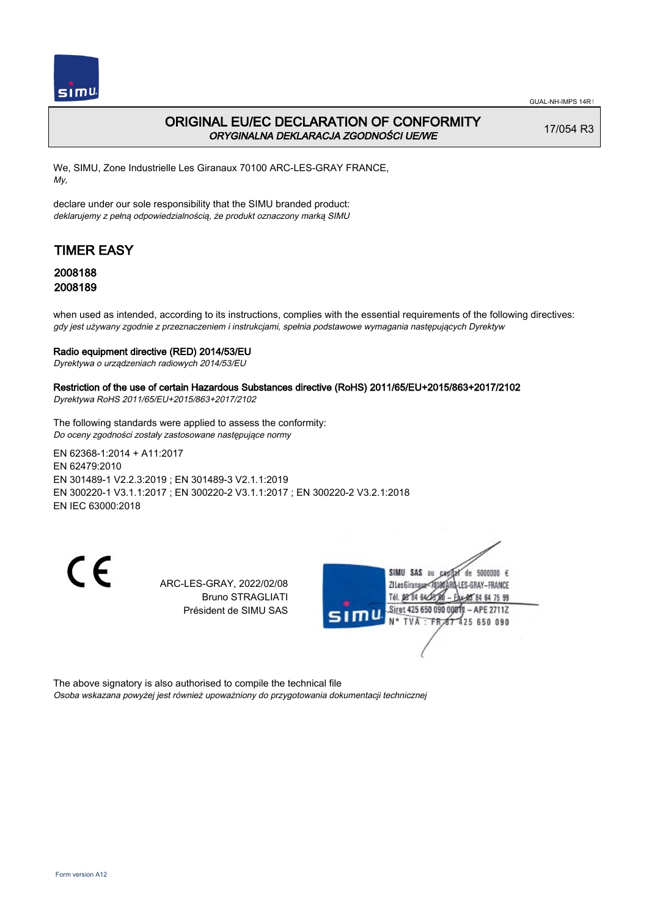# ORIGINAL EU/EC DECLARATION OF CONFORMITY

*ORYGINALNA DEKLARACJA ZGODNOŚCI UE/WE*

17/054 R3

We, SIMU, Zone Industrielle Les Giranaux 70100 ARC-LES-GRAY FRANCE,
*My,*

declare under our sole responsibility that the SIMU branded product:
*deklarujemy z pełną odpowiedzialnością, że produkt oznaczony marką SIMU*

## TIMER EASY

### 2008188
### 2008189

when used as intended, according to its instructions, complies with the essential requirements of the following directives:
*gdy jest używany zgodnie z przeznaczeniem i instrukcjami, spełnia podstawowe wymagania następujących Dyrektyw*

**Radio equipment directive (RED) 2014/53/EU**
*Dyrektywa o urządzeniach radiowych 2014/53/EU*

**Restriction of the use of certain Hazardous Substances directive (RoHS) 2011/65/EU+2015/863+2017/2102**
*Dyrektywa RoHS 2011/65/EU+2015/863+2017/2102*

The following standards were applied to assess the conformity:
*Do oceny zgodności zostały zastosowane następujące normy*

EN 62368-1:2014 + A11:2017
EN 62479:2010
EN 301489-1 V2.2.3:2019 ; EN 301489-3 V2.1.1:2019
EN 300220-1 V3.1.1:2017 ; EN 300220-2 V3.1.1:2017 ; EN 300220-2 V3.2.1:2018
EN IEC 63000:2018

CE

ARC-LES-GRAY, 2022/02/08
Bruno STRAGLIATI
Président de SIMU SAS

SIMU SAS au capital de 5000000 €
ZI Les Giranaux 70100 ARC-LES-GRAY-FRANCE
Tél. 03 84 64 75 00 – Fax 03 84 64 75 99
Siret 425 650 090 00811 – APE 2711Z
N° TVA : FR 87 425 650 090

The above signatory is also authorised to compile the technical file
*Osoba wskazana powyżej jest również upoważniony do przygotowania dokumentacji technicznej*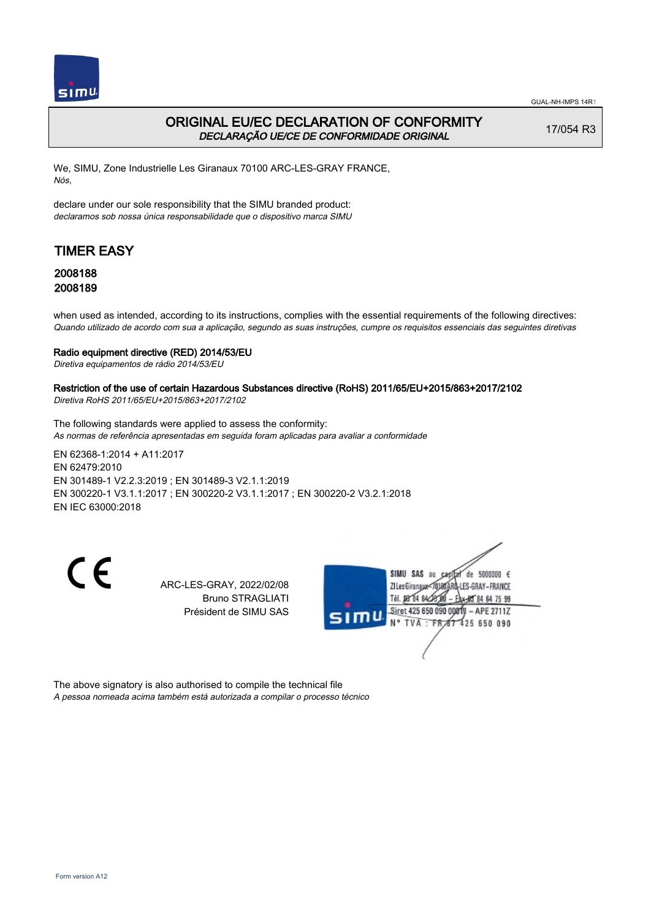# ORIGINAL EU/EC DECLARATION OF CONFORMITY

*DECLARAÇÃO UE/CE DE CONFORMIDADE ORIGINAL*

17/054 R3

We, SIMU, Zone Industrielle Les Giranaux 70100 ARC-LES-GRAY FRANCE,
*Nós,*

declare under our sole responsibility that the SIMU branded product:
*declaramos sob nossa única responsabilidade que o dispositivo marca SIMU*

## TIMER EASY

### 2008188
### 2008189

when used as intended, according to its instructions, complies with the essential requirements of the following directives:
*Quando utilizado de acordo com sua a aplicação, segundo as suas instruções, cumpre os requisitos essenciais das seguintes diretivas*

**Radio equipment directive (RED) 2014/53/EU**
*Diretiva equipamentos de rádio 2014/53/EU*

**Restriction of the use of certain Hazardous Substances directive (RoHS) 2011/65/EU+2015/863+2017/2102**
*Diretiva RoHS 2011/65/EU+2015/863+2017/2102*

The following standards were applied to assess the conformity:
*As normas de referência apresentadas em seguida foram aplicadas para avaliar a conformidade*

EN 62368-1:2014 + A11:2017
EN 62479:2010
EN 301489-1 V2.2.3:2019 ; EN 301489-3 V2.1.1:2019
EN 300220-1 V3.1.1:2017 ; EN 300220-2 V3.1.1:2017 ; EN 300220-2 V3.2.1:2018
EN IEC 63000:2018

CE

ARC-LES-GRAY, 2022/02/08
Bruno STRAGLIATI
Président de SIMU SAS

SIMU SAS au capital de 5000000 €
ZI Les Giranaux 70100 ARC-LES-GRAY-FRANCE
Tél. 03 84 64 75 00 – Fax 03 84 64 75 99
Siret 425 650 090 00011 – APE 2711Z
N° TVA : FR 87 425 650 090

The above signatory is also authorised to compile the technical file
*A pessoa nomeada acima também está autorizada a compilar o processo técnico*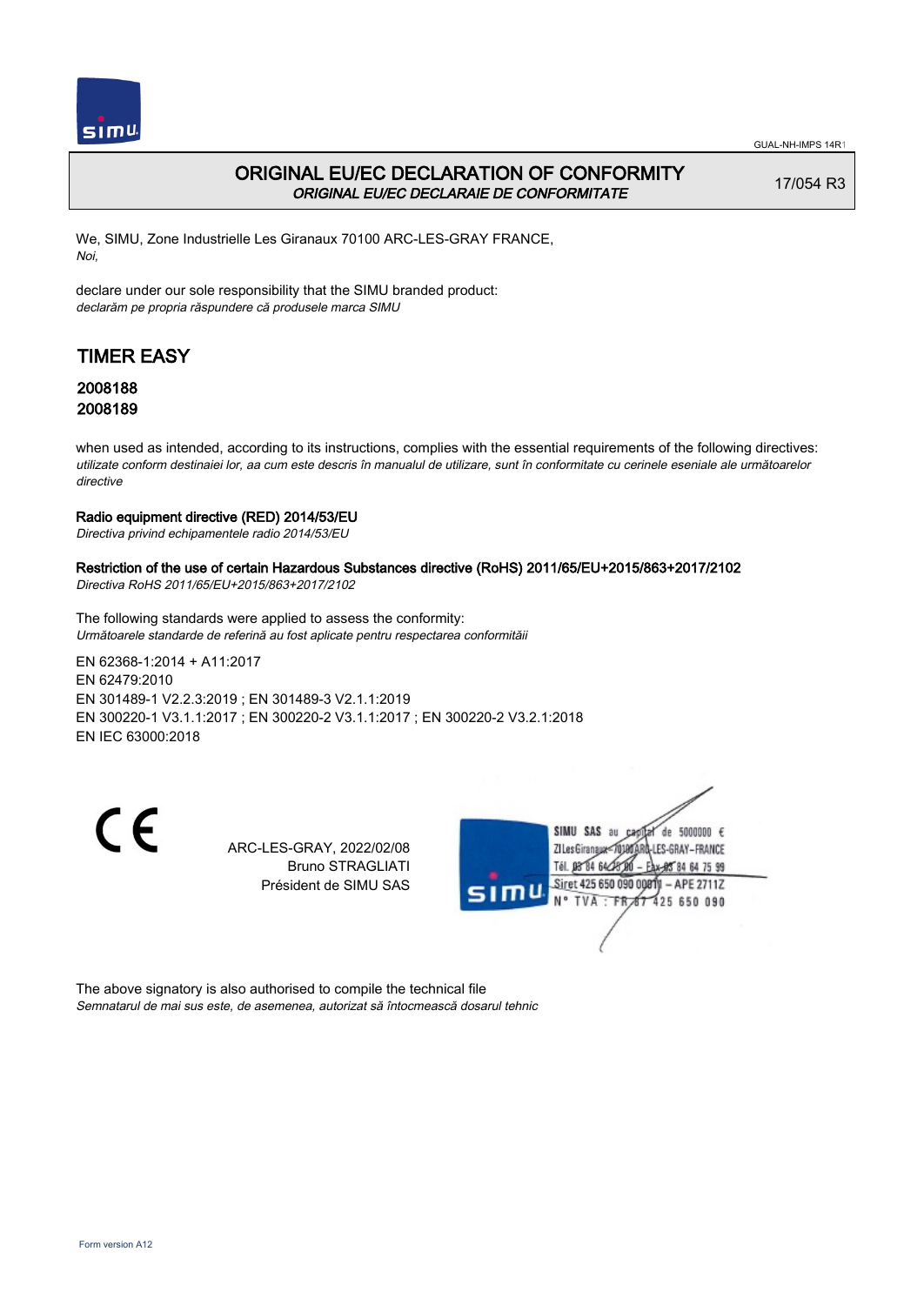# ORIGINAL EU/EC DECLARATION OF CONFORMITY

*ORIGINAL EU/EC DECLARAIE DE CONFORMITATE*

17/054 R3

We, SIMU, Zone Industrielle Les Giranaux 70100 ARC-LES-GRAY FRANCE,
*Noi,*

declare under our sole responsibility that the SIMU branded product:
*declarăm pe propria răspundere că produsele marca SIMU*

## TIMER EASY

### 2008188
### 2008189

when used as intended, according to its instructions, complies with the essential requirements of the following directives:
*utilizate conform destinaiei lor, aa cum este descris în manualul de utilizare, sunt în conformitate cu cerinele eseniale ale următoarelor directive*

**Radio equipment directive (RED) 2014/53/EU**
*Directiva privind echipamentele radio 2014/53/EU*

**Restriction of the use of certain Hazardous Substances directive (RoHS) 2011/65/EU+2015/863+2017/2102**
*Directiva RoHS 2011/65/EU+2015/863+2017/2102*

The following standards were applied to assess the conformity:
*Următoarele standarde de referină au fost aplicate pentru respectarea conformităii*

EN 62368-1:2014 + A11:2017
EN 62479:2010
EN 301489-1 V2.2.3:2019 ; EN 301489-3 V2.1.1:2019
EN 300220-1 V3.1.1:2017 ; EN 300220-2 V3.1.1:2017 ; EN 300220-2 V3.2.1:2018
EN IEC 63000:2018

CE

ARC-LES-GRAY, 2022/02/08
Bruno STRAGLIATI
Président de SIMU SAS

SIMU SAS au capital de 5000000 €
ZI Les Giranaux 70100 ARC-LES-GRAY-FRANCE
Tél. 03 84 64 75 00 – Fax 03 84 64 75 99
Siret 425 650 090 00011 – APE 2711Z
N° TVA : FR 87 425 650 090

The above signatory is also authorised to compile the technical file
*Semnatarul de mai sus este, de asemenea, autorizat să întocmească dosarul tehnic*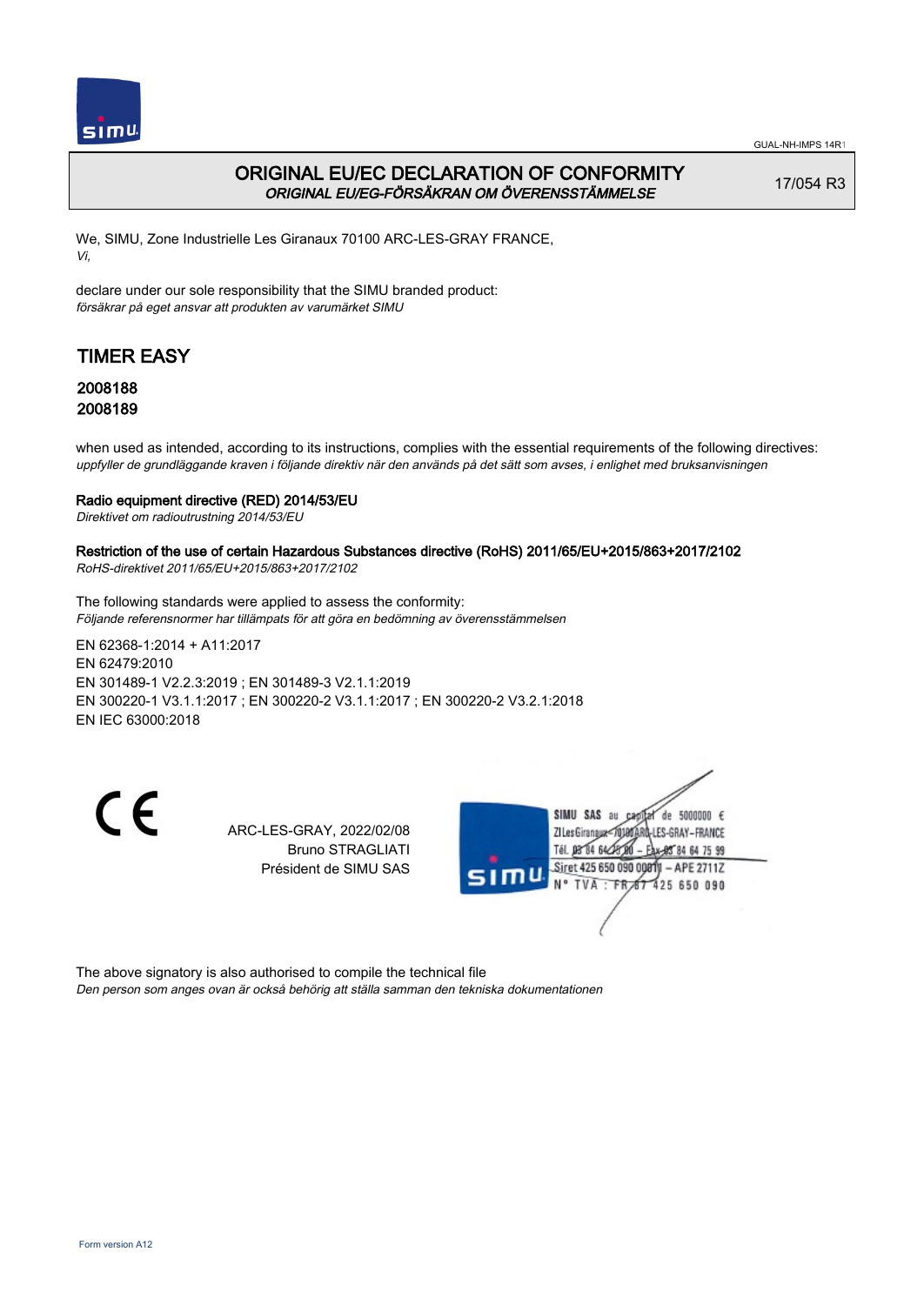# ORIGINAL EU/EC DECLARATION OF CONFORMITY

*ORIGINAL EU/EG-FÖRSÄKRAN OM ÖVERENSSTÄMMELSE*

17/054 R3

We, SIMU, Zone Industrielle Les Giranaux 70100 ARC-LES-GRAY FRANCE,
*Vi,*

declare under our sole responsibility that the SIMU branded product:
*försäkrar på eget ansvar att produkten av varumärket SIMU*

## TIMER EASY

### 2008188
### 2008189

when used as intended, according to its instructions, complies with the essential requirements of the following directives:
*uppfyller de grundläggande kraven i följande direktiv när den används på det sätt som avses, i enlighet med bruksanvisningen*

**Radio equipment directive (RED) 2014/53/EU**
*Direktivet om radioutrustning 2014/53/EU*

**Restriction of the use of certain Hazardous Substances directive (RoHS) 2011/65/EU+2015/863+2017/2102**
*RoHS-direktivet 2011/65/EU+2015/863+2017/2102*

The following standards were applied to assess the conformity:
*Följande referensnormer har tillämpats för att göra en bedömning av överensstämmelsen*

EN 62368-1:2014 + A11:2017
EN 62479:2010
EN 301489-1 V2.2.3:2019 ; EN 301489-3 V2.1.1:2019
EN 300220-1 V3.1.1:2017 ; EN 300220-2 V3.1.1:2017 ; EN 300220-2 V3.2.1:2018
EN IEC 63000:2018

ARC-LES-GRAY, 2022/02/08
Bruno STRAGLIATI
Président de SIMU SAS

SIMU SAS au capital de 5000000 €
ZI Les Giranaux 70100 ARC-LES-GRAY-FRANCE
Tél. 03 84 64 75 00 – Fax 03 84 64 75 99
Siret 425 650 090 00011 – APE 2711Z
N° TVA : FR 87 425 650 090

The above signatory is also authorised to compile the technical file
*Den person som anges ovan är också behörig att ställa samman den tekniska dokumentationen*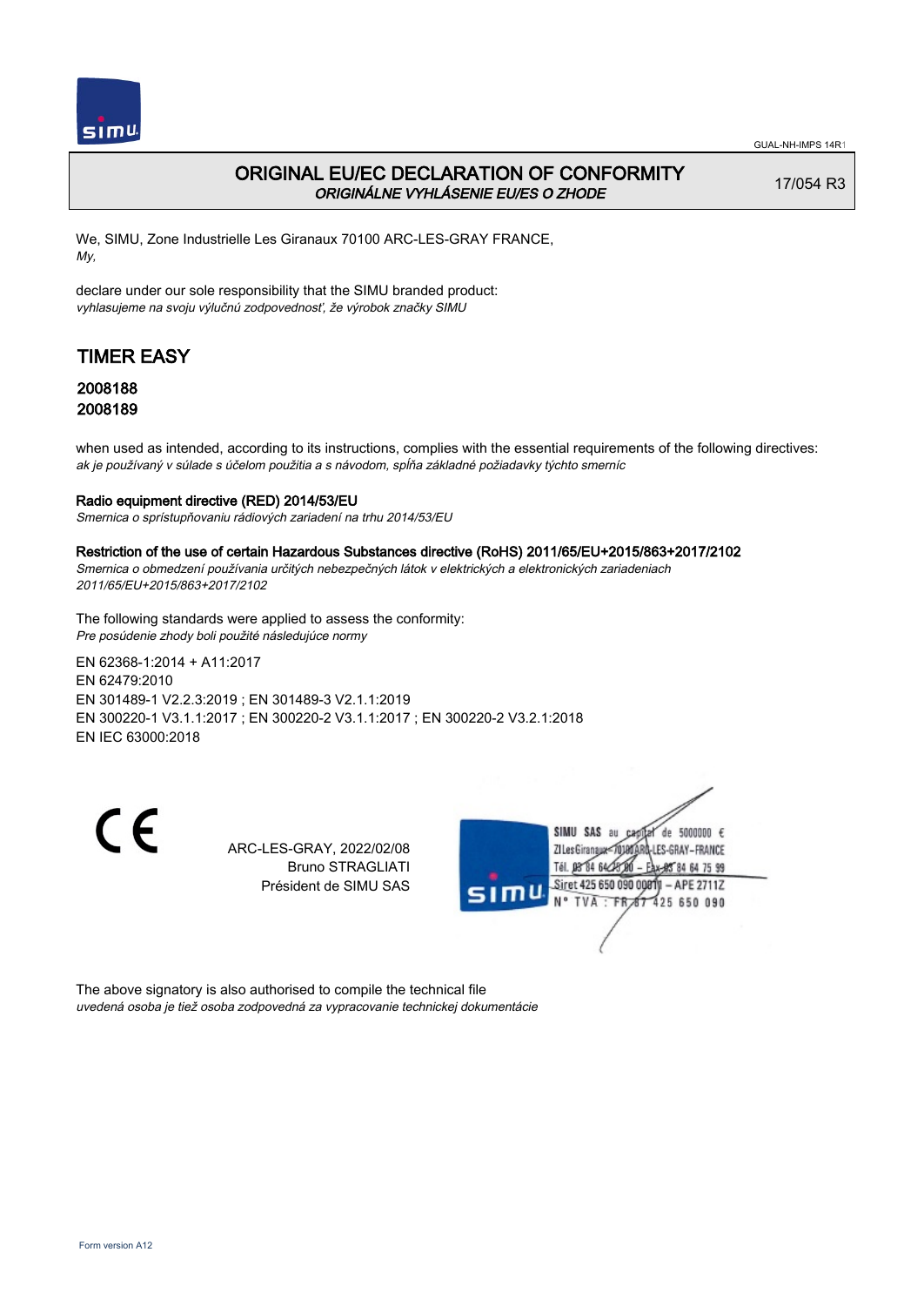GUAL-NH-IMPS 14R1

# ORIGINAL EU/EC DECLARATION OF CONFORMITY

*ORIGINÁLNE VYHLÁSENIE EU/ES O ZHODE*

17/054 R3

We, SIMU, Zone Industrielle Les Giranaux 70100 ARC-LES-GRAY FRANCE,
*My,*

declare under our sole responsibility that the SIMU branded product:
*vyhlasujeme na svoju výlučnú zodpovednosť, že výrobok značky SIMU*

## TIMER EASY

### 2008188
### 2008189

when used as intended, according to its instructions, complies with the essential requirements of the following directives:
*ak je používaný v súlade s účelom použitia a s návodom, spĺňa základné požiadavky týchto smerníc*

**Radio equipment directive (RED) 2014/53/EU**
*Smernica o sprístupňovaniu rádiových zariadení na trhu 2014/53/EU*

**Restriction of the use of certain Hazardous Substances directive (RoHS) 2011/65/EU+2015/863+2017/2102**
*Smernica o obmedzení používania určitých nebezpečných látok v elektrických a elektronických zariadeniach 2011/65/EU+2015/863+2017/2102*

The following standards were applied to assess the conformity:
*Pre posúdenie zhody boli použité následujúce normy*

EN 62368-1:2014 + A11:2017
EN 62479:2010
EN 301489-1 V2.2.3:2019 ; EN 301489-3 V2.1.1:2019
EN 300220-1 V3.1.1:2017 ; EN 300220-2 V3.1.1:2017 ; EN 300220-2 V3.2.1:2018
EN IEC 63000:2018

CE

ARC-LES-GRAY, 2022/02/08
Bruno STRAGLIATI
Président de SIMU SAS

SIMU SAS au capital de 5000000 €
ZI Les Giranaux 70100 ARC-LES-GRAY-FRANCE
Tél. 03 84 64 78 00 – Fax 03 84 64 75 99
Siret 425 650 090 00011 – APE 2711Z
N° TVA : FR 87 425 650 090

The above signatory is also authorised to compile the technical file
*uvedená osoba je tiež osoba zodpovedná za vypracovanie technickej dokumentácie*

Form version A12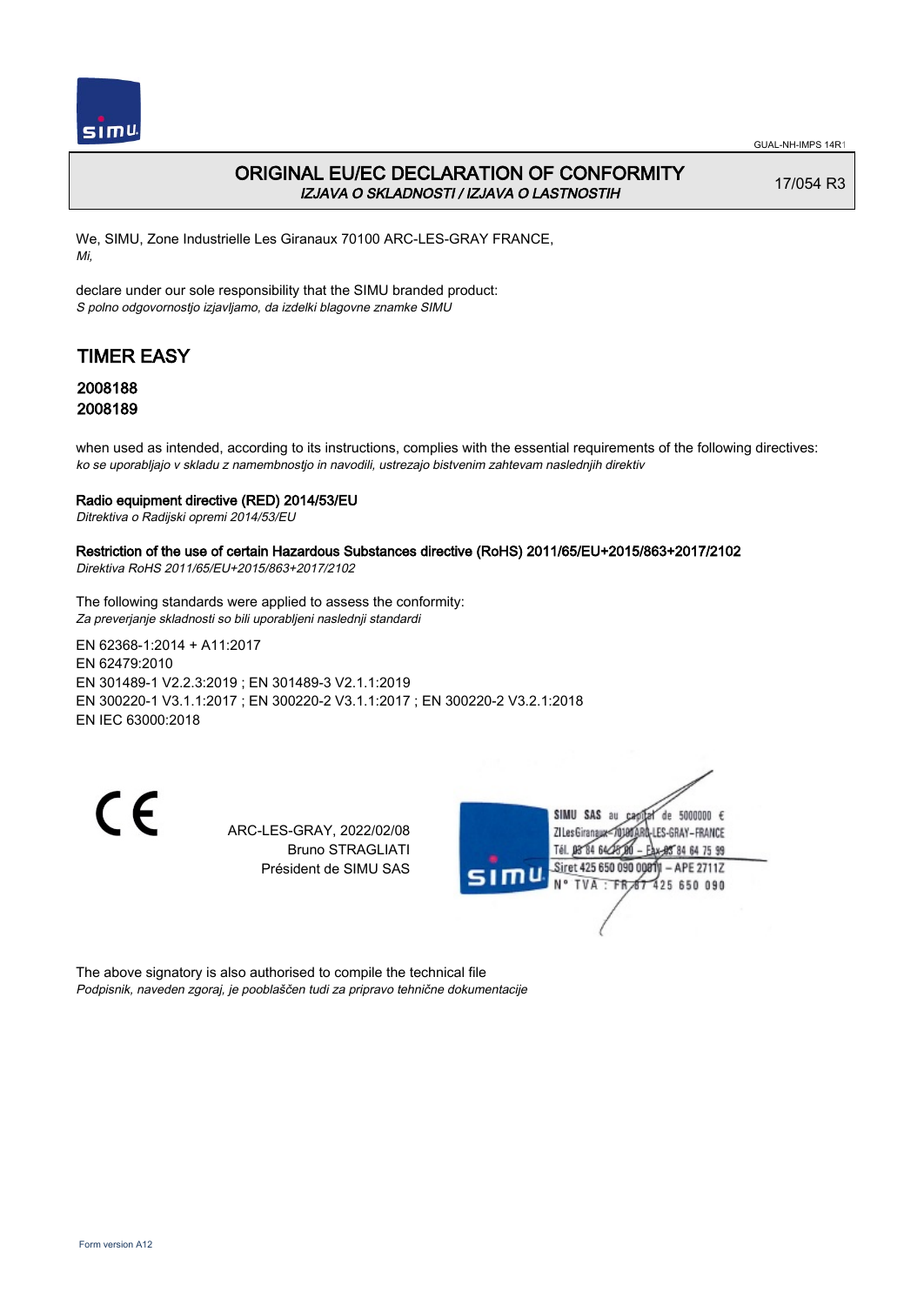GUAL-NH-IMPS 14R1

# ORIGINAL EU/EC DECLARATION OF CONFORMITY

*IZJAVA O SKLADNOSTI / IZJAVA O LASTNOSTIH*

17/054 R3

We, SIMU, Zone Industrielle Les Giranaux 70100 ARC-LES-GRAY FRANCE,
*Mi,*

declare under our sole responsibility that the SIMU branded product:
*S polno odgovornostjo izjavljamo, da izdelki blagovne znamke SIMU*

## TIMER EASY

### 2008188
### 2008189

when used as intended, according to its instructions, complies with the essential requirements of the following directives:
*ko se uporabljajo v skladu z namembnostjo in navodili, ustrezajo bistvenim zahtevam naslednjih direktiv*

**Radio equipment directive (RED) 2014/53/EU**
*Ditrektiva o Radijski opremi 2014/53/EU*

**Restriction of the use of certain Hazardous Substances directive (RoHS) 2011/65/EU+2015/863+2017/2102**
*Direktiva RoHS 2011/65/EU+2015/863+2017/2102*

The following standards were applied to assess the conformity:
*Za preverjanje skladnosti so bili uporabljeni naslednji standardi*

EN 62368-1:2014 + A11:2017
EN 62479:2010
EN 301489-1 V2.2.3:2019 ; EN 301489-3 V2.1.1:2019
EN 300220-1 V3.1.1:2017 ; EN 300220-2 V3.1.1:2017 ; EN 300220-2 V3.2.1:2018
EN IEC 63000:2018

ARC-LES-GRAY, 2022/02/08
Bruno STRAGLIATI
Président de SIMU SAS

SIMU SAS au capital de 5000000 €
ZI Les Giranaux 70100 ARC-LES-GRAY-FRANCE
Tél. 03 84 64 75 00 – Fax 03 84 64 75 99
Siret 425 650 090 00811 – APE 2711Z
N° TVA : FR 87 425 650 090

The above signatory is also authorised to compile the technical file
*Podpisnik, naveden zgoraj, je pooblaščen tudi za pripravo tehnične dokumentacije*

Form version A12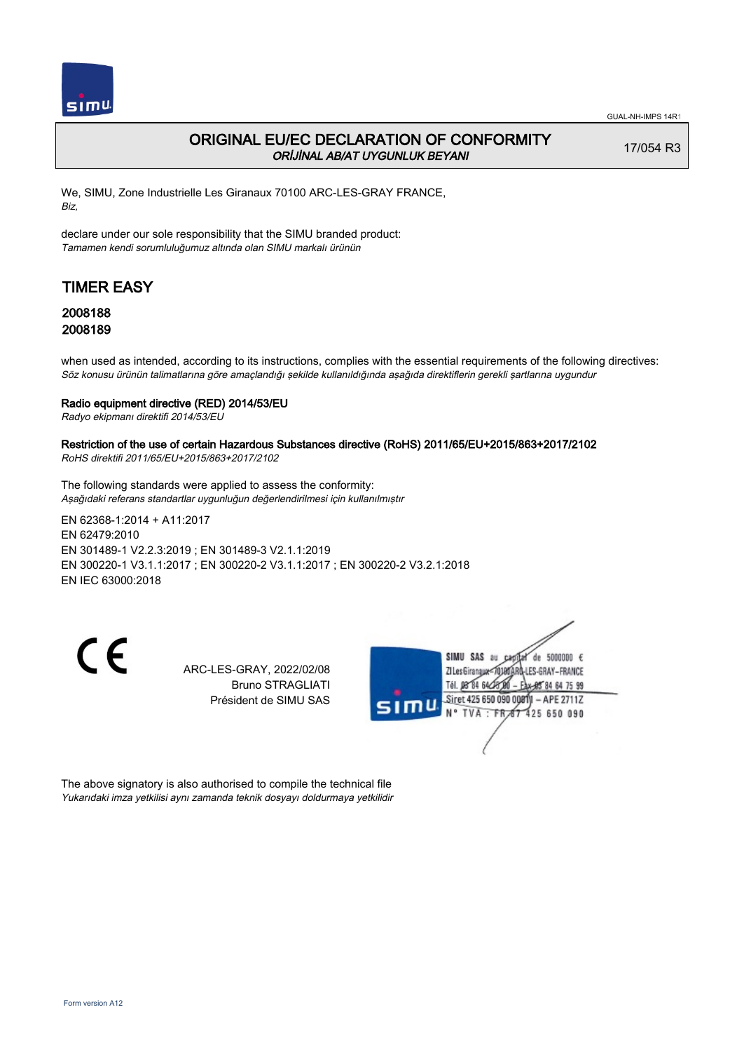# ORIGINAL EU/EC DECLARATION OF CONFORMITY
*ORİJİNAL AB/AT UYGUNLUK BEYANI*

17/054 R3

We, SIMU, Zone Industrielle Les Giranaux 70100 ARC-LES-GRAY FRANCE,
*Biz,*

declare under our sole responsibility that the SIMU branded product:
*Tamamen kendi sorumluluğumuz altında olan SIMU markalı ürünün*

## TIMER EASY

**2008188**
**2008189**

when used as intended, according to its instructions, complies with the essential requirements of the following directives:
*Söz konusu ürünün talimatlarına göre amaçlandığı şekilde kullanıldığında aşağıda direktiflerin gerekli şartlarına uygundur*

**Radio equipment directive (RED) 2014/53/EU**
*Radyo ekipmanı direktifi 2014/53/EU*

**Restriction of the use of certain Hazardous Substances directive (RoHS) 2011/65/EU+2015/863+2017/2102**
*RoHS direktifi 2011/65/EU+2015/863+2017/2102*

The following standards were applied to assess the conformity:
*Aşağıdaki referans standartlar uygunluğun değerlendirilmesi için kullanılmıştır*

EN 62368-1:2014 + A11:2017
EN 62479:2010
EN 301489-1 V2.2.3:2019 ; EN 301489-3 V2.1.1:2019
EN 300220-1 V3.1.1:2017 ; EN 300220-2 V3.1.1:2017 ; EN 300220-2 V3.2.1:2018
EN IEC 63000:2018

CE

ARC-LES-GRAY, 2022/02/08
Bruno STRAGLIATI
Président de SIMU SAS

SIMU SAS au capital de 5000000 €
ZI Les Giranaux 70100 ARC-LES-GRAY-FRANCE
Tél. 03 84 64 75 00 – Fax 03 84 64 75 99
Siret 425 650 090 00811 – APE 2711Z
N° TVA : FR 87 425 650 090

The above signatory is also authorised to compile the technical file
*Yukarıdaki imza yetkilisi aynı zamanda teknik dosyayı doldurmaya yetkilidir*